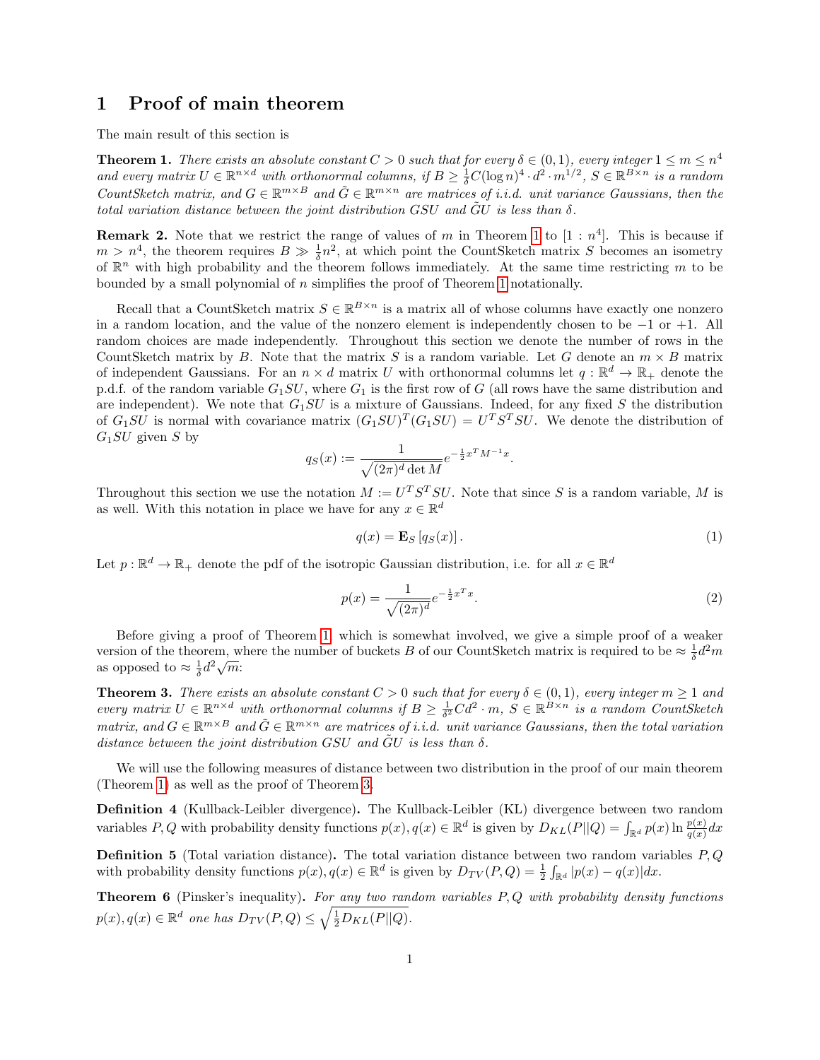# 1 Proof of main theorem

The main result of this section is

**Theorem 1.** *There exists an absolute constant $C > 0$ such that for every $\delta \in (0,1)$, every integer $1 \le m \le n^4$ and every matrix $U \in \mathbb{R}^{n\times d}$ with orthonormal columns, if $B \ge \frac{1}{\delta} C (\log n)^4 \cdot d^2 \cdot m^{1/2}$, $S \in \mathbb{R}^{B\times n}$ is a random CountSketch matrix, and $G \in \mathbb{R}^{m\times B}$ and $\tilde{G} \in \mathbb{R}^{m\times n}$ are matrices of i.i.d. unit variance Gaussians, then the total variation distance between the joint distribution $GSU$ and $\tilde{G}U$ is less than $\delta$.*

**Remark 2.** Note that we restrict the range of values of $m$ in Theorem 1 to $[1 : n^4]$. This is because if $m > n^4$, the theorem requires $B \gg \frac{1}{\delta} n^2$, at which point the CountSketch matrix $S$ becomes an isometry of $\mathbb{R}^n$ with high probability and the theorem follows immediately. At the same time restricting $m$ to be bounded by a small polynomial of $n$ simplifies the proof of Theorem 1 notationally.

Recall that a CountSketch matrix $S \in \mathbb{R}^{B\times n}$ is a matrix all of whose columns have exactly one nonzero in a random location, and the value of the nonzero element is independently chosen to be $-1$ or $+1$. All random choices are made independently. Throughout this section we denote the number of rows in the CountSketch matrix by $B$. Note that the matrix $S$ is a random variable. Let $G$ denote an $m \times B$ matrix of independent Gaussians. For an $n \times d$ matrix $U$ with orthonormal columns let $q : \mathbb{R}^d \to \mathbb{R}_+$ denote the p.d.f. of the random variable $G_1 SU$, where $G_1$ is the first row of $G$ (all rows have the same distribution and are independent). We note that $G_1 SU$ is a mixture of Gaussians. Indeed, for any fixed $S$ the distribution of $G_1 SU$ is normal with covariance matrix $(G_1 SU)^T (G_1 SU) = U^T S^T SU$. We denote the distribution of $G_1 SU$ given $S$ by

$$q_S(x) := \frac{1}{\sqrt{(2\pi)^d \det M}} e^{-\frac{1}{2} x^T M^{-1} x}.$$

Throughout this section we use the notation $M := U^T S^T SU$. Note that since $S$ is a random variable, $M$ is as well. With this notation in place we have for any $x \in \mathbb{R}^d$

$$q(x) = \mathbf{E}_S \left[ q_S(x) \right]. \tag{1}$$

Let $p : \mathbb{R}^d \to \mathbb{R}_+$ denote the pdf of the isotropic Gaussian distribution, i.e. for all $x \in \mathbb{R}^d$

$$p(x) = \frac{1}{\sqrt{(2\pi)^d}} e^{-\frac{1}{2} x^T x}. \tag{2}$$

Before giving a proof of Theorem 1, which is somewhat involved, we give a simple proof of a weaker version of the theorem, where the number of buckets $B$ of our CountSketch matrix is required to be $\approx \frac{1}{\delta} d^2 m$ as opposed to $\approx \frac{1}{\delta} d^2 \sqrt{m}$:

**Theorem 3.** *There exists an absolute constant $C > 0$ such that for every $\delta \in (0,1)$, every integer $m \ge 1$ and every matrix $U \in \mathbb{R}^{n\times d}$ with orthonormal columns if $B \ge \frac{1}{\delta^2} C d^2 \cdot m$, $S \in \mathbb{R}^{B\times n}$ is a random CountSketch matrix, and $G \in \mathbb{R}^{m\times B}$ and $\tilde{G} \in \mathbb{R}^{m\times n}$ are matrices of i.i.d. unit variance Gaussians, then the total variation distance between the joint distribution $GSU$ and $\tilde{G}U$ is less than $\delta$.*

We will use the following measures of distance between two distribution in the proof of our main theorem (Theorem 1) as well as the proof of Theorem 3.

**Definition 4** (Kullback-Leibler divergence)**.** The Kullback-Leibler (KL) divergence between two random variables $P, Q$ with probability density functions $p(x), q(x) \in \mathbb{R}^d$ is given by $D_{KL}(P||Q) = \int_{\mathbb{R}^d} p(x) \ln \frac{p(x)}{q(x)} dx$

**Definition 5** (Total variation distance)**.** The total variation distance between two random variables $P, Q$ with probability density functions $p(x), q(x) \in \mathbb{R}^d$ is given by $D_{TV}(P,Q) = \frac{1}{2}\int_{\mathbb{R}^d} |p(x) - q(x)| dx$.

**Theorem 6** (Pinsker's inequality)**.** *For any two random variables $P, Q$ with probability density functions $p(x), q(x) \in \mathbb{R}^d$ one has $D_{TV}(P,Q) \le \sqrt{\frac{1}{2} D_{KL}(P||Q)}$.*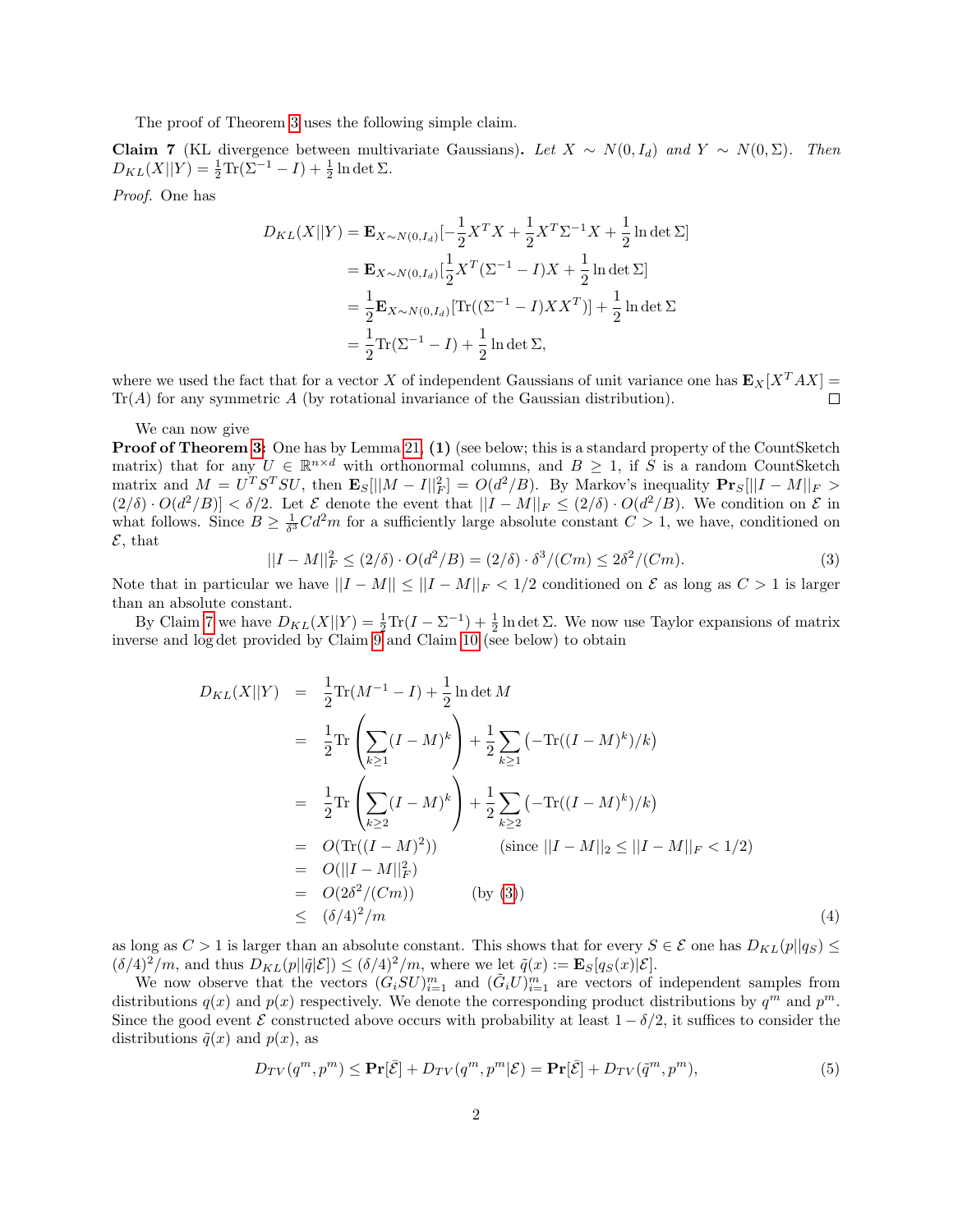The proof of Theorem 3 uses the following simple claim.

**Claim 7** (KL divergence between multivariate Gaussians)**.** *Let $X \sim N(0, I_d)$ and $Y \sim N(0, \Sigma)$. Then $D_{KL}(X||Y) = \frac{1}{2}\text{Tr}(\Sigma^{-1} - I) + \frac{1}{2}\ln\det\Sigma$.*

*Proof.* One has

$$
\begin{aligned}
D_{KL}(X||Y) &= \mathbf{E}_{X\sim N(0,I_d)}[-\frac{1}{2}X^TX + \frac{1}{2}X^T\Sigma^{-1}X + \frac{1}{2}\ln\det\Sigma] \\
&= \mathbf{E}_{X\sim N(0,I_d)}[\frac{1}{2}X^T(\Sigma^{-1} - I)X + \frac{1}{2}\ln\det\Sigma] \\
&= \frac{1}{2}\mathbf{E}_{X\sim N(0,I_d)}[\text{Tr}((\Sigma^{-1} - I)XX^T)] + \frac{1}{2}\ln\det\Sigma \\
&= \frac{1}{2}\text{Tr}(\Sigma^{-1} - I) + \frac{1}{2}\ln\det\Sigma,
\end{aligned}
$$

where we used the fact that for a vector $X$ of independent Gaussians of unit variance one has $\mathbf{E}_X[X^TAX] = \text{Tr}(A)$ for any symmetric $A$ (by rotational invariance of the Gaussian distribution). $\square$

We can now give

**Proof of Theorem 3:** One has by Lemma 21, **(1)** (see below; this is a standard property of the CountSketch matrix) that for any $U \in \mathbb{R}^{n\times d}$ with orthonormal columns, and $B \geq 1$, if $S$ is a random CountSketch matrix and $M = U^TS^TSU$, then $\mathbf{E}_S[||M - I||_F^2] = O(d^2/B)$. By Markov's inequality $\mathbf{Pr}_S[||I - M||_F > (2/\delta)\cdot O(d^2/B)] < \delta/2$. Let $\mathcal{E}$ denote the event that $||I - M||_F \leq (2/\delta)\cdot O(d^2/B)$. We condition on $\mathcal{E}$ in what follows. Since $B \geq \frac{1}{\delta^3}Cd^2m$ for a sufficiently large absolute constant $C > 1$, we have, conditioned on $\mathcal{E}$, that

$$
||I - M||_F^2 \leq (2/\delta)\cdot O(d^2/B) = (2/\delta)\cdot\delta^3/(Cm) \leq 2\delta^2/(Cm). \tag{3}
$$

Note that in particular we have $||I - M|| \leq ||I - M||_F < 1/2$ conditioned on $\mathcal{E}$ as long as $C > 1$ is larger than an absolute constant.

By Claim 7 we have $D_{KL}(X||Y) = \frac{1}{2}\text{Tr}(I - \Sigma^{-1}) + \frac{1}{2}\ln\det\Sigma$. We now use Taylor expansions of matrix inverse and $\log\det$ provided by Claim 9 and Claim 10 (see below) to obtain

$$
\begin{aligned}
D_{KL}(X||Y) &= \frac{1}{2}\text{Tr}(M^{-1} - I) + \frac{1}{2}\ln\det M \\
&= \frac{1}{2}\text{Tr}\left(\sum_{k\geq 1}(I - M)^k\right) + \frac{1}{2}\sum_{k\geq 1}\left(-\text{Tr}((I - M)^k)/k\right) \\
&= \frac{1}{2}\text{Tr}\left(\sum_{k\geq 2}(I - M)^k\right) + \frac{1}{2}\sum_{k\geq 2}\left(-\text{Tr}((I - M)^k)/k\right) \\
&= O(\text{Tr}((I - M)^2)) \qquad \text{(since } ||I - M||_2 \leq ||I - M||_F < 1/2\text{)} \\
&= O(||I - M||_F^2) \\
&= O(2\delta^2/(Cm)) \qquad \text{(by (3))} \\
&\leq (\delta/4)^2/m
\end{aligned} \tag{4}
$$

as long as $C > 1$ is larger than an absolute constant. This shows that for every $S \in \mathcal{E}$ one has $D_{KL}(p||q_S) \leq (\delta/4)^2/m$, and thus $D_{KL}(p||\tilde{q}|\mathcal{E}]) \leq (\delta/4)^2/m$, where we let $\tilde{q}(x) := \mathbf{E}_S[q_S(x)|\mathcal{E}]$.

We now observe that the vectors $(G_iSU)_{i=1}^m$ and $(\tilde{G}_iU)_{i=1}^m$ are vectors of independent samples from distributions $q(x)$ and $p(x)$ respectively. We denote the corresponding product distributions by $q^m$ and $p^m$. Since the good event $\mathcal{E}$ constructed above occurs with probability at least $1 - \delta/2$, it suffices to consider the distributions $\tilde{q}(x)$ and $p(x)$, as

$$
D_{TV}(q^m, p^m) \leq \mathbf{Pr}[\bar{\mathcal{E}}] + D_{TV}(q^m, p^m|\mathcal{E}) = \mathbf{Pr}[\bar{\mathcal{E}}] + D_{TV}(\tilde{q}^m, p^m), \tag{5}
$$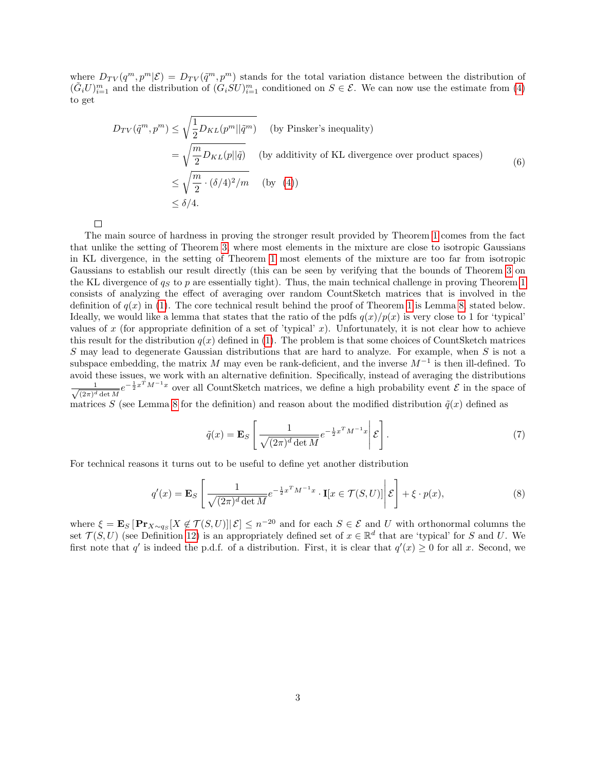where $D_{TV}(q^m, p^m|\mathcal{E}) = D_{TV}(\tilde{q}^m, p^m)$ stands for the total variation distance between the distribution of $(\tilde{G}_i U)_{i=1}^m$ and the distribution of $(G_i S U)_{i=1}^m$ conditioned on $S \in \mathcal{E}$. We can now use the estimate from (4) to get

$$
\begin{aligned}
D_{TV}(\tilde{q}^m, p^m) &\leq \sqrt{\frac{1}{2} D_{KL}(p^m||\tilde{q}^m)} \quad \text{(by Pinsker's inequality)} \\
&= \sqrt{\frac{m}{2} D_{KL}(p||\tilde{q})} \quad \text{(by additivity of KL divergence over product spaces)} \\
&\leq \sqrt{\frac{m}{2} \cdot (\delta/4)^2/m} \quad \text{(by (4))} \\
&\leq \delta/4.
\end{aligned}
\tag{6}
$$

□

The main source of hardness in proving the stronger result provided by Theorem 1 comes from the fact that unlike the setting of Theorem 3, where most elements in the mixture are close to isotropic Gaussians in KL divergence, in the setting of Theorem 1 most elements of the mixture are too far from isotropic Gaussians to establish our result directly (this can be seen by verifying that the bounds of Theorem 3 on the KL divergence of $q_S$ to $p$ are essentially tight). Thus, the main technical challenge in proving Theorem 1 consists of analyzing the effect of averaging over random CountSketch matrices that is involved in the definition of $q(x)$ in (1). The core technical result behind the proof of Theorem 1 is Lemma 8, stated below. Ideally, we would like a lemma that states that the ratio of the pdfs $q(x)/p(x)$ is very close to 1 for 'typical' values of $x$ (for appropriate definition of a set of 'typical' $x$). Unfortunately, it is not clear how to achieve this result for the distribution $q(x)$ defined in (1). The problem is that some choices of CountSketch matrices $S$ may lead to degenerate Gaussian distributions that are hard to analyze. For example, when $S$ is not a subspace embedding, the matrix $M$ may even be rank-deficient, and the inverse $M^{-1}$ is then ill-defined. To avoid these issues, we work with an alternative definition. Specifically, instead of averaging the distributions $\frac{1}{\sqrt{(2\pi)^d \det M}} e^{-\frac{1}{2}x^T M^{-1} x}$ over all CountSketch matrices, we define a high probability event $\mathcal{E}$ in the space of matrices $S$ (see Lemma 8 for the definition) and reason about the modified distribution $\tilde{q}(x)$ defined as

$$
\tilde{q}(x) = \mathbf{E}_S \left[ \frac{1}{\sqrt{(2\pi)^d \det M}} e^{-\frac{1}{2}x^T M^{-1} x} \middle| \mathcal{E} \right].
\tag{7}
$$

For technical reasons it turns out to be useful to define yet another distribution

$$
q'(x) = \mathbf{E}_S \left[ \frac{1}{\sqrt{(2\pi)^d \det M}} e^{-\frac{1}{2}x^T M^{-1} x} \cdot \mathbf{I}[x \in \mathcal{T}(S, U)] \middle| \mathcal{E} \right] + \xi \cdot p(x),
\tag{8}
$$

where $\xi = \mathbf{E}_S \left[ \mathbf{Pr}_{X \sim q_S}[X \notin \mathcal{T}(S, U)] | \mathcal{E} \right] \leq n^{-20}$ and for each $S \in \mathcal{E}$ and $U$ with orthonormal columns the set $\mathcal{T}(S, U)$ (see Definition 12) is an appropriately defined set of $x \in \mathbb{R}^d$ that are 'typical' for $S$ and $U$. We first note that $q'$ is indeed the p.d.f. of a distribution. First, it is clear that $q'(x) \geq 0$ for all $x$. Second, we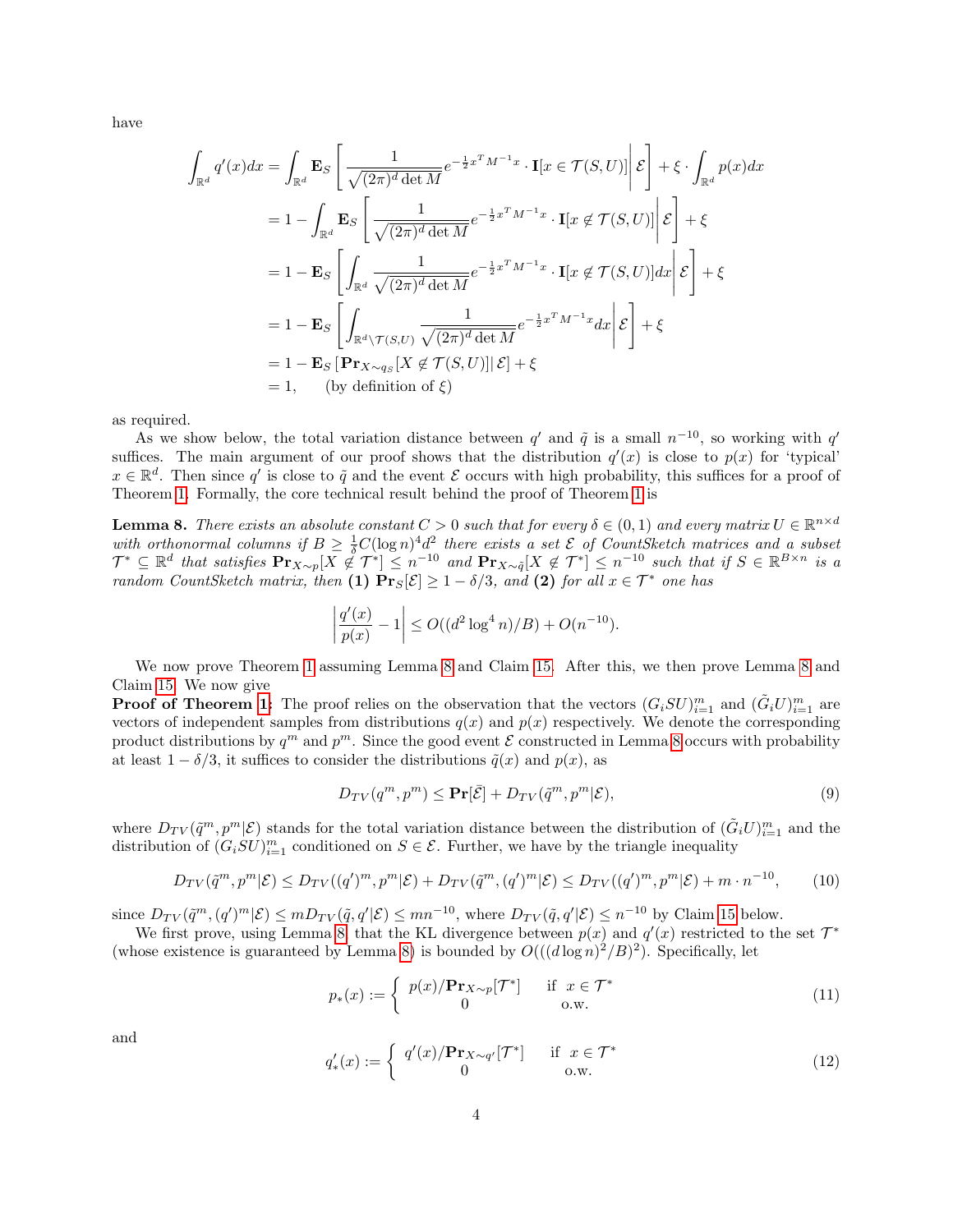have

$$
\begin{aligned}
\int_{\mathbb{R}^d} q'(x)dx &= \int_{\mathbb{R}^d} \mathbf{E}_S\left[\frac{1}{\sqrt{(2\pi)^d \det M}} e^{-\frac{1}{2}x^T M^{-1} x} \cdot \mathbf{I}[x \in \mathcal{T}(S,U)] \middle| \mathcal{E}\right] + \xi \cdot \int_{\mathbb{R}^d} p(x)dx \\
&= 1 - \int_{\mathbb{R}^d} \mathbf{E}_S\left[\frac{1}{\sqrt{(2\pi)^d \det M}} e^{-\frac{1}{2}x^T M^{-1} x} \cdot \mathbf{I}[x \notin \mathcal{T}(S,U)] \middle| \mathcal{E}\right] + \xi \\
&= 1 - \mathbf{E}_S\left[\int_{\mathbb{R}^d} \frac{1}{\sqrt{(2\pi)^d \det M}} e^{-\frac{1}{2}x^T M^{-1} x} \cdot \mathbf{I}[x \notin \mathcal{T}(S,U)]dx \middle| \mathcal{E}\right] + \xi \\
&= 1 - \mathbf{E}_S\left[\int_{\mathbb{R}^d \setminus \mathcal{T}(S,U)} \frac{1}{\sqrt{(2\pi)^d \det M}} e^{-\frac{1}{2}x^T M^{-1} x} dx \middle| \mathcal{E}\right] + \xi \\
&= 1 - \mathbf{E}_S\left[\mathbf{Pr}_{X\sim q_S}[X \notin \mathcal{T}(S,U)] \middle| \mathcal{E}\right] + \xi \\
&= 1, \qquad \text{(by definition of } \xi)
\end{aligned}
$$

as required.

As we show below, the total variation distance between $q'$ and $\tilde{q}$ is a small $n^{-10}$, so working with $q'$ suffices. The main argument of our proof shows that the distribution $q'(x)$ is close to $p(x)$ for 'typical' $x \in \mathbb{R}^d$. Then since $q'$ is close to $\tilde{q}$ and the event $\mathcal{E}$ occurs with high probability, this suffices for a proof of Theorem 1. Formally, the core technical result behind the proof of Theorem 1 is

**Lemma 8.** *There exists an absolute constant $C > 0$ such that for every $\delta \in (0,1)$ and every matrix $U \in \mathbb{R}^{n\times d}$ with orthonormal columns if $B \geq \frac{1}{\delta}C(\log n)^4 d^2$ there exists a set $\mathcal{E}$ of CountSketch matrices and a subset $\mathcal{T}^* \subseteq \mathbb{R}^d$ that satisfies $\mathbf{Pr}_{X\sim p}[X \notin \mathcal{T}^*] \leq n^{-10}$ and $\mathbf{Pr}_{X\sim \tilde{q}}[X \notin \mathcal{T}^*] \leq n^{-10}$ such that if $S \in \mathbb{R}^{B\times n}$ is a random CountSketch matrix, then* **(1)** *$\mathbf{Pr}_S[\mathcal{E}] \geq 1 - \delta/3$, and* **(2)** *for all $x \in \mathcal{T}^*$ one has*

$$
\left|\frac{q'(x)}{p(x)} - 1\right| \leq O((d^2 \log^4 n)/B) + O(n^{-10}).
$$

We now prove Theorem 1 assuming Lemma 8 and Claim 15. After this, we then prove Lemma 8 and Claim 15. We now give

**Proof of Theorem 1:** The proof relies on the observation that the vectors $(G_i SU)_{i=1}^m$ and $(\tilde{G}_i U)_{i=1}^m$ are vectors of independent samples from distributions $q(x)$ and $p(x)$ respectively. We denote the corresponding product distributions by $q^m$ and $p^m$. Since the good event $\mathcal{E}$ constructed in Lemma 8 occurs with probability at least $1 - \delta/3$, it suffices to consider the distributions $\tilde{q}(x)$ and $p(x)$, as

$$
D_{TV}(q^m, p^m) \leq \mathbf{Pr}[\bar{\mathcal{E}}] + D_{TV}(\tilde{q}^m, p^m|\mathcal{E}), \tag{9}
$$

where $D_{TV}(\tilde{q}^m, p^m|\mathcal{E})$ stands for the total variation distance between the distribution of $(\tilde{G}_i U)_{i=1}^m$ and the distribution of $(G_i SU)_{i=1}^m$ conditioned on $S \in \mathcal{E}$. Further, we have by the triangle inequality

$$
D_{TV}(\tilde{q}^m, p^m|\mathcal{E}) \leq D_{TV}((q')^m, p^m|\mathcal{E}) + D_{TV}(\tilde{q}^m, (q')^m|\mathcal{E}) \leq D_{TV}((q')^m, p^m|\mathcal{E}) + m \cdot n^{-10}, \tag{10}
$$

since $D_{TV}(\tilde{q}^m, (q')^m|\mathcal{E}) \leq m D_{TV}(\tilde{q}, q'|\mathcal{E}) \leq mn^{-10}$, where $D_{TV}(\tilde{q}, q'|\mathcal{E}) \leq n^{-10}$ by Claim 15 below.

We first prove, using Lemma 8, that the KL divergence between $p(x)$ and $q'(x)$ restricted to the set $\mathcal{T}^*$ (whose existence is guaranteed by Lemma 8) is bounded by $O(((d\log n)^2/B)^2)$. Specifically, let

$$
p_*(x) := \begin{cases} p(x)/\mathbf{Pr}_{X\sim p}[\mathcal{T}^*] & \text{if } x \in \mathcal{T}^* \\ 0 & \text{o.w.} \end{cases} \tag{11}
$$

and

$$
q'_*(x) := \begin{cases} q'(x)/\mathbf{Pr}_{X\sim q'}[\mathcal{T}^*] & \text{if } x \in \mathcal{T}^* \\ 0 & \text{o.w.} \end{cases} \tag{12}
$$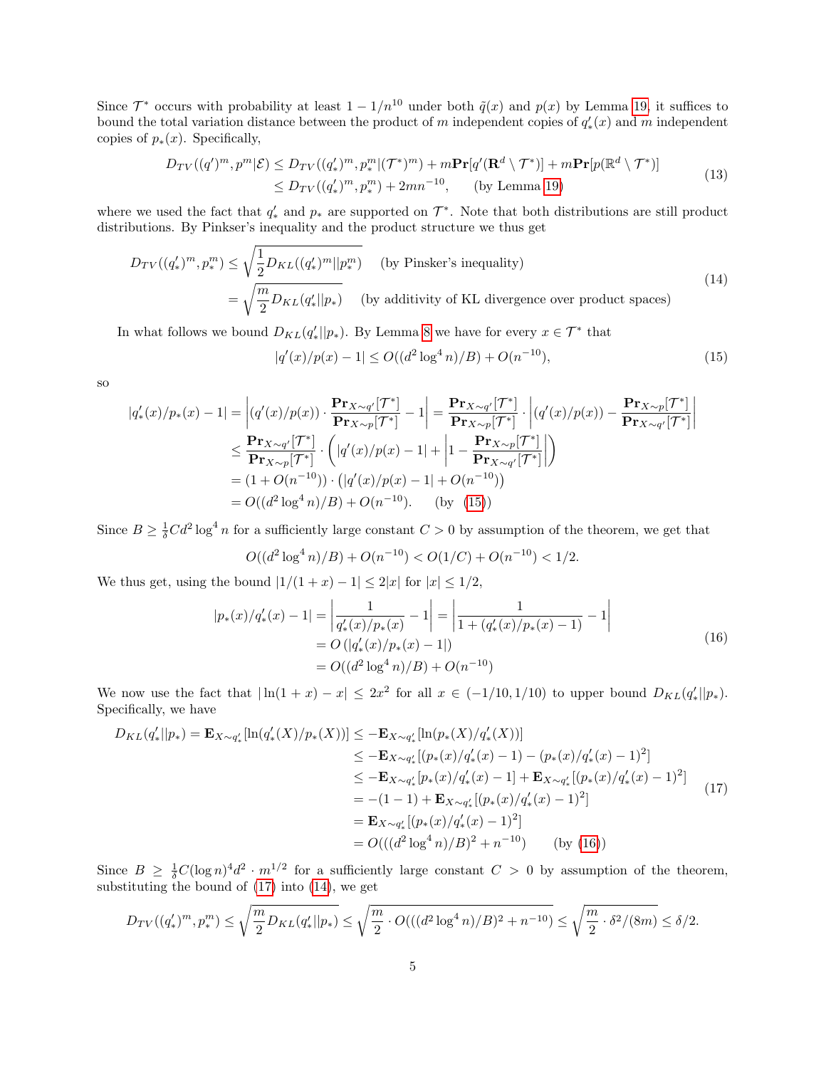Since $\mathcal{T}^*$ occurs with probability at least $1 - 1/n^{10}$ under both $\tilde{q}(x)$ and $p(x)$ by Lemma 19, it suffices to bound the total variation distance between the product of $m$ independent copies of $q'_*(x)$ and $m$ independent copies of $p_*(x)$. Specifically,

$$
\begin{aligned}
D_{TV}((q')^m, p^m | \mathcal{E}) &\leq D_{TV}((q'_*)^m, p_*^m | (\mathcal{T}^*)^m) + m\mathbf{Pr}[q'(\mathbf{R}^d \setminus \mathcal{T}^*)] + m\mathbf{Pr}[p(\mathbb{R}^d \setminus \mathcal{T}^*)] \\
&\leq D_{TV}((q'_*)^m, p_*^m) + 2mn^{-10}, \qquad \text{(by Lemma 19)}
\end{aligned}
\tag{13}
$$

where we used the fact that $q'_*$ and $p_*$ are supported on $\mathcal{T}^*$. Note that both distributions are still product distributions. By Pinsker's inequality and the product structure we thus get

$$
\begin{aligned}
D_{TV}((q'_*)^m, p_*^m) &\leq \sqrt{\frac{1}{2} D_{KL}((q'_*)^m || p_*^m)} \quad \text{(by Pinsker's inequality)} \\
&= \sqrt{\frac{m}{2} D_{KL}(q'_* || p_*)} \quad \text{(by additivity of KL divergence over product spaces)}
\end{aligned}
\tag{14}
$$

In what follows we bound $D_{KL}(q'_* || p_*)$. By Lemma 8 we have for every $x \in \mathcal{T}^*$ that

$$
|q'(x)/p(x) - 1| \leq O((d^2 \log^4 n)/B) + O(n^{-10}),
\tag{15}
$$

so

$$
\begin{aligned}
|q'_*(x)/p_*(x) - 1| &= \left| (q'(x)/p(x)) \cdot \frac{\mathbf{Pr}_{X \sim q'}[\mathcal{T}^*]}{\mathbf{Pr}_{X \sim p}[\mathcal{T}^*]} - 1 \right| = \frac{\mathbf{Pr}_{X \sim q'}[\mathcal{T}^*]}{\mathbf{Pr}_{X \sim p}[\mathcal{T}^*]} \cdot \left| (q'(x)/p(x)) - \frac{\mathbf{Pr}_{X \sim p}[\mathcal{T}^*]}{\mathbf{Pr}_{X \sim q'}[\mathcal{T}^*]} \right| \\
&\leq \frac{\mathbf{Pr}_{X \sim q'}[\mathcal{T}^*]}{\mathbf{Pr}_{X \sim p}[\mathcal{T}^*]} \cdot \left( |q'(x)/p(x) - 1| + \left| 1 - \frac{\mathbf{Pr}_{X \sim p}[\mathcal{T}^*]}{\mathbf{Pr}_{X \sim q'}[\mathcal{T}^*]} \right| \right) \\
&= (1 + O(n^{-10})) \cdot \left( |q'(x)/p(x) - 1| + O(n^{-10}) \right) \\
&= O((d^2 \log^4 n)/B) + O(n^{-10}). \qquad \text{(by (15))}
\end{aligned}
$$

Since $B \geq \frac{1}{\delta} C d^2 \log^4 n$ for a sufficiently large constant $C > 0$ by assumption of the theorem, we get that

$$
O((d^2 \log^4 n)/B) + O(n^{-10}) < O(1/C) + O(n^{-10}) < 1/2.
$$

We thus get, using the bound $|1/(1+x) - 1| \leq 2|x|$ for $|x| \leq 1/2$,

$$
\begin{aligned}
|p_*(x)/q'_*(x) - 1| &= \left| \frac{1}{q'_*(x)/p_*(x)} - 1 \right| = \left| \frac{1}{1 + (q'_*(x)/p_*(x) - 1)} - 1 \right| \\
&= O\left( |q'_*(x)/p_*(x) - 1| \right) \\
&= O((d^2 \log^4 n)/B) + O(n^{-10})
\end{aligned}
\tag{16}
$$

We now use the fact that $|\ln(1+x) - x| \leq 2x^2$ for all $x \in (-1/10, 1/10)$ to upper bound $D_{KL}(q'_* || p_*)$. Specifically, we have

$$
\begin{aligned}
D_{KL}(q'_* || p_*) = \mathbf{E}_{X \sim q'_*}[\ln(q'_*(X)/p_*(X))] &\leq -\mathbf{E}_{X \sim q'_*}[\ln(p_*(X)/q'_*(X))] \\
&\leq -\mathbf{E}_{X \sim q'_*}[(p_*(x)/q'_*(x) - 1) - (p_*(x)/q'_*(x) - 1)^2] \\
&\leq -\mathbf{E}_{X \sim q'_*}[p_*(x)/q'_*(x) - 1] + \mathbf{E}_{X \sim q'_*}[(p_*(x)/q'_*(x) - 1)^2] \\
&= -(1 - 1) + \mathbf{E}_{X \sim q'_*}[(p_*(x)/q'_*(x) - 1)^2] \\
&= \mathbf{E}_{X \sim q'_*}[(p_*(x)/q'_*(x) - 1)^2] \\
&= O(((d^2 \log^4 n)/B)^2 + n^{-10}) \qquad \text{(by (16))}
\end{aligned}
\tag{17}
$$

Since $B \geq \frac{1}{\delta} C (\log n)^4 d^2 \cdot m^{1/2}$ for a sufficiently large constant $C > 0$ by assumption of the theorem, substituting the bound of (17) into (14), we get

$$
D_{TV}((q'_*)^m, p_*^m) \leq \sqrt{\frac{m}{2} D_{KL}(q'_* || p_*)} \leq \sqrt{\frac{m}{2} \cdot O(((d^2 \log^4 n)/B)^2 + n^{-10})} \leq \sqrt{\frac{m}{2} \cdot \delta^2/(8m)} \leq \delta/2.
$$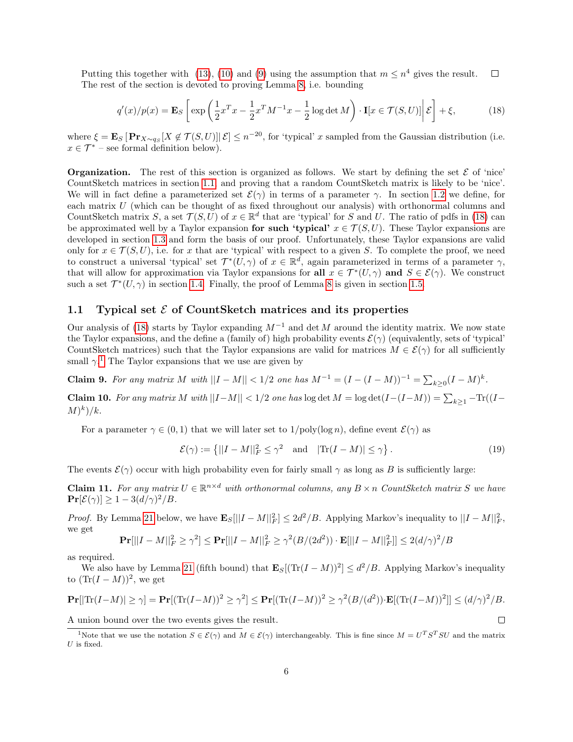Putting this together with (13), (10) and (9) using the assumption that $m \le n^4$ gives the result. $\square$

The rest of the section is devoted to proving Lemma 8, i.e. bounding

$$q'(x)/p(x) = \mathbf{E}_S\left[\exp\left(\frac{1}{2}x^Tx - \frac{1}{2}x^TM^{-1}x - \frac{1}{2}\log\det M\right)\cdot \mathbf{I}[x \in \mathcal{T}(S,U)]\middle|\, \mathcal{E}\right] + \xi, \tag{18}$$

where $\xi = \mathbf{E}_S\left[\mathbf{Pr}_{X\sim q_S}[X \notin \mathcal{T}(S,U)]\middle|\, \mathcal{E}\right] \le n^{-20}$, for 'typical' $x$ sampled from the Gaussian distribution (i.e. $x \in \mathcal{T}^*$ – see formal definition below).

**Organization.** The rest of this section is organized as follows. We start by defining the set $\mathcal{E}$ of 'nice' CountSketch matrices in section 1.1 and proving that a random CountSketch matrix is likely to be 'nice'. We will in fact define a parameterized set $\mathcal{E}(\gamma)$ in terms of a parameter $\gamma$. In section 1.2 we define, for each matrix $U$ (which can be thought of as fixed throughout our analysis) with orthonormal columns and CountSketch matrix $S$, a set $\mathcal{T}(S,U)$ of $x \in \mathbb{R}^d$ that are 'typical' for $S$ and $U$. The ratio of pdfs in (18) can be approximated well by a Taylor expansion **for such 'typical'** $x \in \mathcal{T}(S,U)$. These Taylor expansions are developed in section 1.3 and form the basis of our proof. Unfortunately, these Taylor expansions are valid only for $x \in \mathcal{T}(S,U)$, i.e. for $x$ that are 'typical' with respect to a given $S$. To complete the proof, we need to construct a universal 'typical' set $\mathcal{T}^*(U,\gamma)$ of $x \in \mathbb{R}^d$, again parameterized in terms of a parameter $\gamma$, that will allow for approximation via Taylor expansions for **all** $x \in \mathcal{T}^*(U,\gamma)$ **and** $S \in \mathcal{E}(\gamma)$. We construct such a set $\mathcal{T}^*(U,\gamma)$ in section 1.4. Finally, the proof of Lemma 8 is given in section 1.5.

## 1.1 Typical set $\mathcal{E}$ of CountSketch matrices and its properties

Our analysis of (18) starts by Taylor expanding $M^{-1}$ and $\det M$ around the identity matrix. We now state the Taylor expansions, and the define a (family of) high probability events $\mathcal{E}(\gamma)$ (equivalently, sets of 'typical' CountSketch matrices) such that the Taylor expansions are valid for matrices $M \in \mathcal{E}(\gamma)$ for all sufficiently small $\gamma$.[1] The Taylor expansions that we use are given by

**Claim 9.** *For any matrix $M$ with $||I - M|| < 1/2$ one has $M^{-1} = (I - (I-M))^{-1} = \sum_{k\ge 0}(I-M)^k$.*

**Claim 10.** *For any matrix $M$ with $||I - M|| < 1/2$ one has $\log\det M = \log\det(I-(I-M)) = \sum_{k\ge 1} -\mathrm{Tr}((I-M)^k)/k$.*

For a parameter $\gamma \in (0,1)$ that we will later set to $1/\mathrm{poly}(\log n)$, define event $\mathcal{E}(\gamma)$ as

$$\mathcal{E}(\gamma) := \left\{||I-M||_F^2 \le \gamma^2 \quad \text{and} \quad |\mathrm{Tr}(I-M)| \le \gamma\right\}. \tag{19}$$

The events $\mathcal{E}(\gamma)$ occur with high probability even for fairly small $\gamma$ as long as $B$ is sufficiently large:

**Claim 11.** *For any matrix $U \in \mathbb{R}^{n\times d}$ with orthonormal columns, any $B\times n$ CountSketch matrix $S$ we have $\mathbf{Pr}[\mathcal{E}(\gamma)] \ge 1 - 3(d/\gamma)^2/B$.*

*Proof.* By Lemma 21 below, we have $\mathbf{E}_S[||I-M||_F^2] \le 2d^2/B$. Applying Markov's inequality to $||I-M||_F^2$, we get

$$\mathbf{Pr}[||I-M||_F^2 \ge \gamma^2] \le \mathbf{Pr}[||I-M||_F^2 \ge \gamma^2(B/(2d^2))\cdot \mathbf{E}[||I-M||_F^2]] \le 2(d/\gamma)^2/B$$

as required.

We also have by Lemma 21 (fifth bound) that $\mathbf{E}_S[(\mathrm{Tr}(I-M))^2] \le d^2/B$. Applying Markov's inequality to $(\mathrm{Tr}(I-M))^2$, we get

$$\mathbf{Pr}[|\mathrm{Tr}(I-M)| \ge \gamma] = \mathbf{Pr}[(\mathrm{Tr}(I-M))^2 \ge \gamma^2] \le \mathbf{Pr}[(\mathrm{Tr}(I-M))^2 \ge \gamma^2(B/(d^2))\cdot\mathbf{E}[(\mathrm{Tr}(I-M))^2]] \le (d/\gamma)^2/B.$$

A union bound over the two events gives the result. $\square$

[1] Note that we use the notation $S \in \mathcal{E}(\gamma)$ and $M \in \mathcal{E}(\gamma)$ interchangeably. This is fine since $M = U^TS^TSU$ and the matrix $U$ is fixed.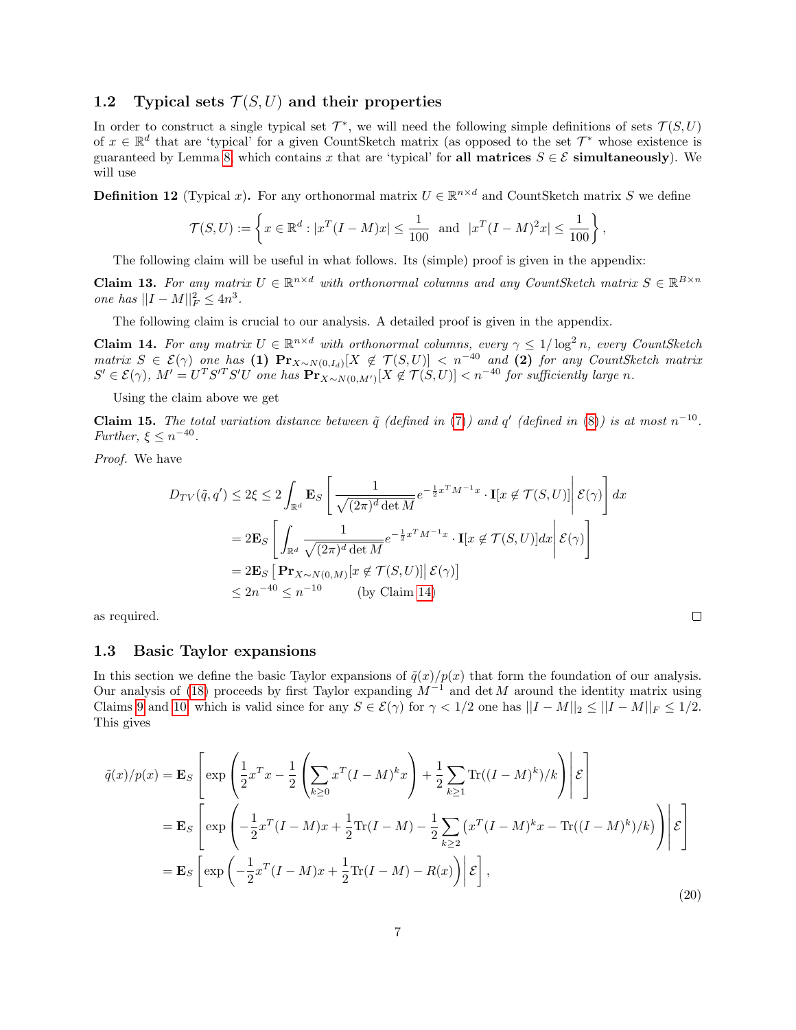## 1.2 Typical sets $\mathcal{T}(S, U)$ and their properties

In order to construct a single typical set $\mathcal{T}^*$, we will need the following simple definitions of sets $\mathcal{T}(S, U)$ of $x \in \mathbb{R}^d$ that are 'typical' for a given CountSketch matrix (as opposed to the set $\mathcal{T}^*$ whose existence is guaranteed by Lemma 8, which contains $x$ that are 'typical' for **all matrices** $S \in \mathcal{E}$ **simultaneously**). We will use

**Definition 12** (Typical $x$). For any orthonormal matrix $U \in \mathbb{R}^{n \times d}$ and CountSketch matrix $S$ we define

$$\mathcal{T}(S, U) := \left\{ x \in \mathbb{R}^d : |x^T(I - M)x| \leq \frac{1}{100} \text{ and } |x^T(I - M)^2 x| \leq \frac{1}{100} \right\},$$

The following claim will be useful in what follows. Its (simple) proof is given in the appendix:

**Claim 13.** *For any matrix $U \in \mathbb{R}^{n \times d}$ with orthonormal columns and any CountSketch matrix $S \in \mathbb{R}^{B \times n}$ one has $||I - M||_F^2 \leq 4n^3$.*

The following claim is crucial to our analysis. A detailed proof is given in the appendix.

**Claim 14.** *For any matrix $U \in \mathbb{R}^{n \times d}$ with orthonormal columns, every $\gamma \leq 1/\log^2 n$, every CountSketch matrix $S \in \mathcal{E}(\gamma)$ one has* **(1)** $\mathbf{Pr}_{X \sim N(0, I_d)}[X \notin \mathcal{T}(S, U)] < n^{-40}$ *and* **(2)** *for any CountSketch matrix $S' \in \mathcal{E}(\gamma)$, $M' = U^T S'^T S' U$ one has $\mathbf{Pr}_{X \sim N(0, M')}[X \notin \mathcal{T}(S, U)] < n^{-40}$ for sufficiently large $n$.*

Using the claim above we get

**Claim 15.** *The total variation distance between $\tilde{q}$ (defined in (7)) and $q'$ (defined in (8)) is at most $n^{-10}$. Further, $\xi \leq n^{-40}$.*

*Proof.* We have

$$\begin{aligned}
D_{TV}(\tilde{q}, q') \leq 2\xi &\leq 2 \int_{\mathbb{R}^d} \mathbf{E}_S \left[ \frac{1}{\sqrt{(2\pi)^d \det M}} e^{-\frac{1}{2} x^T M^{-1} x} \cdot \mathbf{I}[x \notin \mathcal{T}(S, U)] \middle| \mathcal{E}(\gamma) \right] dx \\
&= 2\mathbf{E}_S \left[ \int_{\mathbb{R}^d} \frac{1}{\sqrt{(2\pi)^d \det M}} e^{-\frac{1}{2} x^T M^{-1} x} \cdot \mathbf{I}[x \notin \mathcal{T}(S, U)] dx \middle| \mathcal{E}(\gamma) \right] \\
&= 2\mathbf{E}_S \left[ \mathbf{Pr}_{X \sim N(0, M)}[x \notin \mathcal{T}(S, U)] \middle| \mathcal{E}(\gamma) \right] \\
&\leq 2n^{-40} \leq n^{-10} \qquad \text{(by Claim 14)}
\end{aligned}$$

as required. $\square$

## 1.3 Basic Taylor expansions

In this section we define the basic Taylor expansions of $\tilde{q}(x)/p(x)$ that form the foundation of our analysis. Our analysis of (18) proceeds by first Taylor expanding $M^{-1}$ and $\det M$ around the identity matrix using Claims 9 and 10, which is valid since for any $S \in \mathcal{E}(\gamma)$ for $\gamma < 1/2$ one has $||I - M||_2 \leq ||I - M||_F \leq 1/2$. This gives

$$\begin{aligned}
\tilde{q}(x)/p(x) &= \mathbf{E}_S \left[ \exp\left( \frac{1}{2} x^T x - \frac{1}{2} \left( \sum_{k \geq 0} x^T (I - M)^k x \right) + \frac{1}{2} \sum_{k \geq 1} \text{Tr}((I - M)^k)/k \right) \middle| \mathcal{E} \right] \\
&= \mathbf{E}_S \left[ \exp\left( -\frac{1}{2} x^T (I - M) x + \frac{1}{2} \text{Tr}(I - M) - \frac{1}{2} \sum_{k \geq 2} \left( x^T (I - M)^k x - \text{Tr}((I - M)^k)/k \right) \right) \middle| \mathcal{E} \right] \\
&= \mathbf{E}_S \left[ \exp\left( -\frac{1}{2} x^T (I - M) x + \frac{1}{2} \text{Tr}(I - M) - R(x) \right) \middle| \mathcal{E} \right],
\end{aligned} \tag{20}$$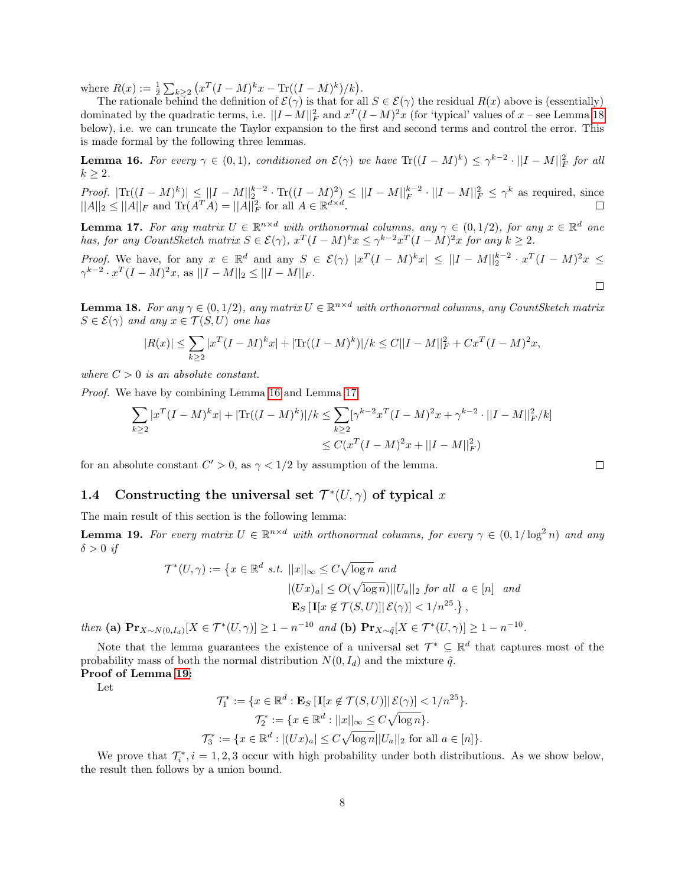where $R(x) := \frac{1}{2}\sum_{k\geq 2}\left(x^T(I-M)^k x - \mathrm{Tr}((I-M)^k)/k\right)$.

The rationale behind the definition of $\mathcal{E}(\gamma)$ is that for all $S \in \mathcal{E}(\gamma)$ the residual $R(x)$ above is (essentially) dominated by the quadratic terms, i.e. $||I-M||_F^2$ and $x^T(I-M)^2x$ (for 'typical' values of $x$ – see Lemma 18 below), i.e. we can truncate the Taylor expansion to the first and second terms and control the error. This is made formal by the following three lemmas.

**Lemma 16.** *For every $\gamma \in (0,1)$, conditioned on $\mathcal{E}(\gamma)$ we have $\mathrm{Tr}((I-M)^k) \leq \gamma^{k-2}\cdot ||I-M||_F^2$ for all $k \geq 2$.*

*Proof.* $|\mathrm{Tr}((I-M)^k)| \leq ||I-M||_2^{k-2}\cdot \mathrm{Tr}((I-M)^2) \leq ||I-M||_F^{k-2}\cdot ||I-M||_F^2 \leq \gamma^k$ as required, since $||A||_2 \leq ||A||_F$ and $\mathrm{Tr}(A^TA) = ||A||_F^2$ for all $A \in \mathbb{R}^{d\times d}$. $\square$

**Lemma 17.** *For any matrix $U \in \mathbb{R}^{n\times d}$ with orthonormal columns, any $\gamma \in (0,1/2)$, for any $x \in \mathbb{R}^d$ one has, for any CountSketch matrix $S \in \mathcal{E}(\gamma)$, $x^T(I-M)^kx \leq \gamma^{k-2}x^T(I-M)^2x$ for any $k \geq 2$.*

*Proof.* We have, for any $x \in \mathbb{R}^d$ and any $S \in \mathcal{E}(\gamma)$ $|x^T(I-M)^kx| \leq ||I-M||_2^{k-2}\cdot x^T(I-M)^2x \leq \gamma^{k-2}\cdot x^T(I-M)^2x$, as $||I-M||_2 \leq ||I-M||_F$. $\square$

**Lemma 18.** *For any $\gamma \in (0,1/2)$, any matrix $U \in \mathbb{R}^{n\times d}$ with orthonormal columns, any CountSketch matrix $S \in \mathcal{E}(\gamma)$ and any $x \in \mathcal{T}(S,U)$ one has*

$$|R(x)| \leq \sum_{k\geq 2}|x^T(I-M)^kx| + |\mathrm{Tr}((I-M)^k)|/k \leq C||I-M||_F^2 + Cx^T(I-M)^2x,$$

*where $C>0$ is an absolute constant.*

*Proof.* We have by combining Lemma 16 and Lemma 17

$$\begin{aligned}\sum_{k\geq 2}|x^T(I-M)^kx| + |\mathrm{Tr}((I-M)^k)|/k &\leq \sum_{k\geq 2}[\gamma^{k-2}x^T(I-M)^2x + \gamma^{k-2}\cdot ||I-M||_F^2/k]\\ &\leq C(x^T(I-M)^2x + ||I-M||_F^2)\end{aligned}$$

for an absolute constant $C'>0$, as $\gamma < 1/2$ by assumption of the lemma. $\square$

## 1.4 Constructing the universal set $\mathcal{T}^*(U,\gamma)$ of typical $x$

The main result of this section is the following lemma:

**Lemma 19.** *For every matrix $U \in \mathbb{R}^{n\times d}$ with orthonormal columns, for every $\gamma \in (0, 1/\log^2 n)$ and any $\delta > 0$ if*

$$\begin{aligned}\mathcal{T}^*(U,\gamma) := \{x \in \mathbb{R}^d \text{ s.t. } &||x||_\infty \leq C\sqrt{\log n} \text{ and}\\ &|(Ux)_a| \leq O(\sqrt{\log n})||U_a||_2 \text{ for all } a \in [n] \text{ and}\\ &\mathbf{E}_S\left[\mathbf{I}[x \notin \mathcal{T}(S,U)]|\,\mathcal{E}(\gamma)\right] < 1/n^{25}.\},\end{aligned}$$

*then* **(a)** $\mathbf{Pr}_{X\sim N(0,I_d)}[X \in \mathcal{T}^*(U,\gamma)] \geq 1 - n^{-10}$ *and* **(b)** $\mathbf{Pr}_{X\sim\tilde{q}}[X \in \mathcal{T}^*(U,\gamma)] \geq 1 - n^{-10}$.

Note that the lemma guarantees the existence of a universal set $\mathcal{T}^* \subseteq \mathbb{R}^d$ that captures most of the probability mass of both the normal distribution $N(0,I_d)$ and the mixture $\tilde{q}$.

**Proof of Lemma 19:**

Let

$$\mathcal{T}_1^* := \{x \in \mathbb{R}^d : \mathbf{E}_S\left[\mathbf{I}[x \notin \mathcal{T}(S,U)]|\,\mathcal{E}(\gamma)\right] < 1/n^{25}\}.$$
$$\mathcal{T}_2^* := \{x \in \mathbb{R}^d : ||x||_\infty \leq C\sqrt{\log n}\}.$$
$$\mathcal{T}_3^* := \{x \in \mathbb{R}^d : |(Ux)_a| \leq C\sqrt{\log n}||U_a||_2 \text{ for all } a \in [n]\}.$$

We prove that $\mathcal{T}_i^*, i = 1,2,3$ occur with high probability under both distributions. As we show below, the result then follows by a union bound.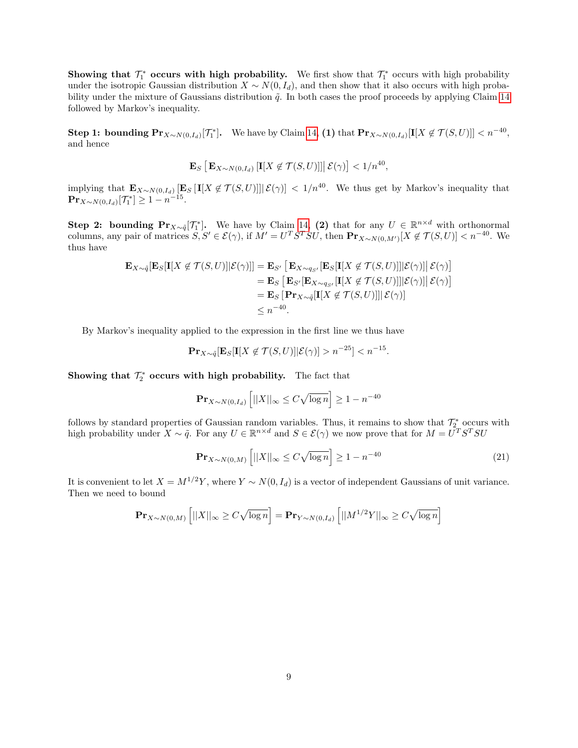**Showing that $\mathcal{T}_1^*$ occurs with high probability.** We first show that $\mathcal{T}_1^*$ occurs with high probability under the isotropic Gaussian distribution $X \sim N(0, I_d)$, and then show that it also occurs with high probability under the mixture of Gaussians distribution $\tilde{q}$. In both cases the proof proceeds by applying Claim 14 followed by Markov's inequality.

**Step 1: bounding $\mathbf{Pr}_{X\sim N(0,I_d)}[\mathcal{T}_1^*]$.** We have by Claim 14, **(1)** that $\mathbf{Pr}_{X\sim N(0,I_d)}[\mathbf{I}[X \notin \mathcal{T}(S,U)]] < n^{-40}$, and hence

$$\mathbf{E}_S\left[\mathbf{E}_{X\sim N(0,I_d)}\left[\mathbf{I}[X \notin \mathcal{T}(S,U)]\right]\middle|\,\mathcal{E}(\gamma)\right] < 1/n^{40},$$

implying that $\mathbf{E}_{X\sim N(0,I_d)}\left[\mathbf{E}_S\left[\mathbf{I}[X \notin \mathcal{T}(S,U)]\right]\middle|\,\mathcal{E}(\gamma)\right] < 1/n^{40}$. We thus get by Markov's inequality that $\mathbf{Pr}_{X\sim N(0,I_d)}[\mathcal{T}_1^*] \geq 1 - n^{-15}$.

**Step 2: bounding $\mathbf{Pr}_{X\sim\tilde{q}}[\mathcal{T}_1^*]$.** We have by Claim 14, **(2)** that for any $U \in \mathbb{R}^{n\times d}$ with orthonormal columns, any pair of matrices $S, S' \in \mathcal{E}(\gamma)$, if $M' = U^T S'^T S U$, then $\mathbf{Pr}_{X\sim N(0,M')}[X \notin \mathcal{T}(S,U)] < n^{-40}$. We thus have

$$\begin{aligned}
\mathbf{E}_{X\sim\tilde{q}}[\mathbf{E}_S[\mathbf{I}[X \notin \mathcal{T}(S,U)]|\mathcal{E}(\gamma)]] &= \mathbf{E}_{S'}\left[\mathbf{E}_{X\sim q_{S'}}[\mathbf{E}_S[\mathbf{I}[X \notin \mathcal{T}(S,U)]]|\mathcal{E}(\gamma)]\middle|\,\mathcal{E}(\gamma)\right] \\
&= \mathbf{E}_S\left[\mathbf{E}_{S'}[\mathbf{E}_{X\sim q_{S'}}[\mathbf{I}[X \notin \mathcal{T}(S,U)]]|\mathcal{E}(\gamma)]\middle|\,\mathcal{E}(\gamma)\right] \\
&= \mathbf{E}_S\left[\mathbf{Pr}_{X\sim\tilde{q}}[\mathbf{I}[X \notin \mathcal{T}(S,U)]]\middle|\,\mathcal{E}(\gamma)\right] \\
&\leq n^{-40}.
\end{aligned}$$

By Markov's inequality applied to the expression in the first line we thus have

$$\mathbf{Pr}_{X\sim\tilde{q}}[\mathbf{E}_S[\mathbf{I}[X \notin \mathcal{T}(S,U)]|\mathcal{E}(\gamma)] > n^{-25}] < n^{-15}.$$

**Showing that $\mathcal{T}_2^*$ occurs with high probability.** The fact that

$$\mathbf{Pr}_{X\sim N(0,I_d)}\left[||X||_\infty \leq C\sqrt{\log n}\right] \geq 1 - n^{-40}$$

follows by standard properties of Gaussian random variables. Thus, it remains to show that $\mathcal{T}_2^*$ occurs with high probability under $X \sim \tilde{q}$. For any $U \in \mathbb{R}^{n\times d}$ and $S \in \mathcal{E}(\gamma)$ we now prove that for $M = U^T S^T S U$

$$\mathbf{Pr}_{X\sim N(0,M)}\left[||X||_\infty \leq C\sqrt{\log n}\right] \geq 1 - n^{-40} \tag{21}$$

It is convenient to let $X = M^{1/2}Y$, where $Y \sim N(0, I_d)$ is a vector of independent Gaussians of unit variance. Then we need to bound

$$\mathbf{Pr}_{X\sim N(0,M)}\left[||X||_\infty \geq C\sqrt{\log n}\right] = \mathbf{Pr}_{Y\sim N(0,I_d)}\left[||M^{1/2}Y||_\infty \geq C\sqrt{\log n}\right]$$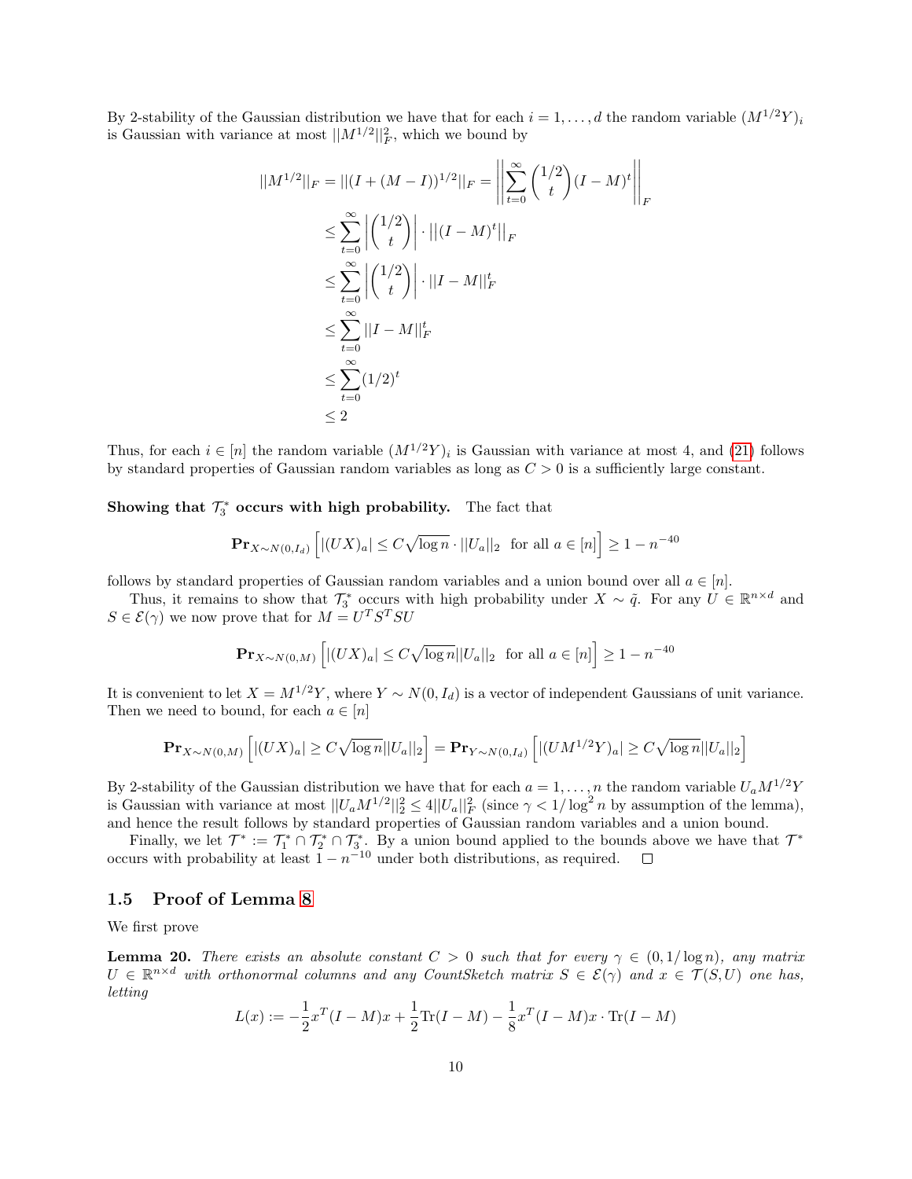By 2-stability of the Gaussian distribution we have that for each $i = 1, \ldots, d$ the random variable $(M^{1/2}Y)_i$ is Gaussian with variance at most $||M^{1/2}||_F^2$, which we bound by

$$
\begin{aligned}
||M^{1/2}||_F = ||(I + (M - I))^{1/2}||_F &= \left|\left| \sum_{t=0}^{\infty} \binom{1/2}{t} (I - M)^t \right|\right|_F \\
&\leq \sum_{t=0}^{\infty} \left| \binom{1/2}{t} \right| \cdot \left|\left|(I - M)^t\right|\right|_F \\
&\leq \sum_{t=0}^{\infty} \left| \binom{1/2}{t} \right| \cdot ||I - M||_F^t \\
&\leq \sum_{t=0}^{\infty} ||I - M||_F^t \\
&\leq \sum_{t=0}^{\infty} (1/2)^t \\
&\leq 2
\end{aligned}
$$

Thus, for each $i \in [n]$ the random variable $(M^{1/2}Y)_i$ is Gaussian with variance at most 4, and (21) follows by standard properties of Gaussian random variables as long as $C > 0$ is a sufficiently large constant.

**Showing that $\mathcal{T}_3^*$ occurs with high probability.** The fact that

$$
\mathbf{Pr}_{X \sim N(0, I_d)} \left[ |(UX)_a| \leq C\sqrt{\log n} \cdot ||U_a||_2 \text{ for all } a \in [n] \right] \geq 1 - n^{-40}
$$

follows by standard properties of Gaussian random variables and a union bound over all $a \in [n]$.

Thus, it remains to show that $\mathcal{T}_3^*$ occurs with high probability under $X \sim \tilde{q}$. For any $U \in \mathbb{R}^{n \times d}$ and $S \in \mathcal{E}(\gamma)$ we now prove that for $M = U^T S^T S U$

$$
\mathbf{Pr}_{X \sim N(0,M)} \left[ |(UX)_a| \leq C\sqrt{\log n} ||U_a||_2 \text{ for all } a \in [n] \right] \geq 1 - n^{-40}
$$

It is convenient to let $X = M^{1/2}Y$, where $Y \sim N(0, I_d)$ is a vector of independent Gaussians of unit variance. Then we need to bound, for each $a \in [n]$

$$
\mathbf{Pr}_{X \sim N(0,M)} \left[ |(UX)_a| \geq C\sqrt{\log n} ||U_a||_2 \right] = \mathbf{Pr}_{Y \sim N(0,I_d)} \left[ |(UM^{1/2}Y)_a| \geq C\sqrt{\log n} ||U_a||_2 \right]
$$

By 2-stability of the Gaussian distribution we have that for each $a = 1, \ldots, n$ the random variable $U_a M^{1/2} Y$ is Gaussian with variance at most $||U_a M^{1/2}||_2^2 \leq 4||U_a||_F^2$ (since $\gamma < 1/\log^2 n$ by assumption of the lemma), and hence the result follows by standard properties of Gaussian random variables and a union bound.

Finally, we let $\mathcal{T}^* := \mathcal{T}_1^* \cap \mathcal{T}_2^* \cap \mathcal{T}_3^*$. By a union bound applied to the bounds above we have that $\mathcal{T}^*$ occurs with probability at least $1 - n^{-10}$ under both distributions, as required. $\square$

## 1.5 Proof of Lemma 8

We first prove

**Lemma 20.** *There exists an absolute constant $C > 0$ such that for every $\gamma \in (0, 1/\log n)$, any matrix $U \in \mathbb{R}^{n \times d}$ with orthonormal columns and any CountSketch matrix $S \in \mathcal{E}(\gamma)$ and $x \in \mathcal{T}(S, U)$ one has, letting*

$$
L(x) := -\frac{1}{2} x^T (I - M) x + \frac{1}{2} \mathrm{Tr}(I - M) - \frac{1}{8} x^T (I - M) x \cdot \mathrm{Tr}(I - M)
$$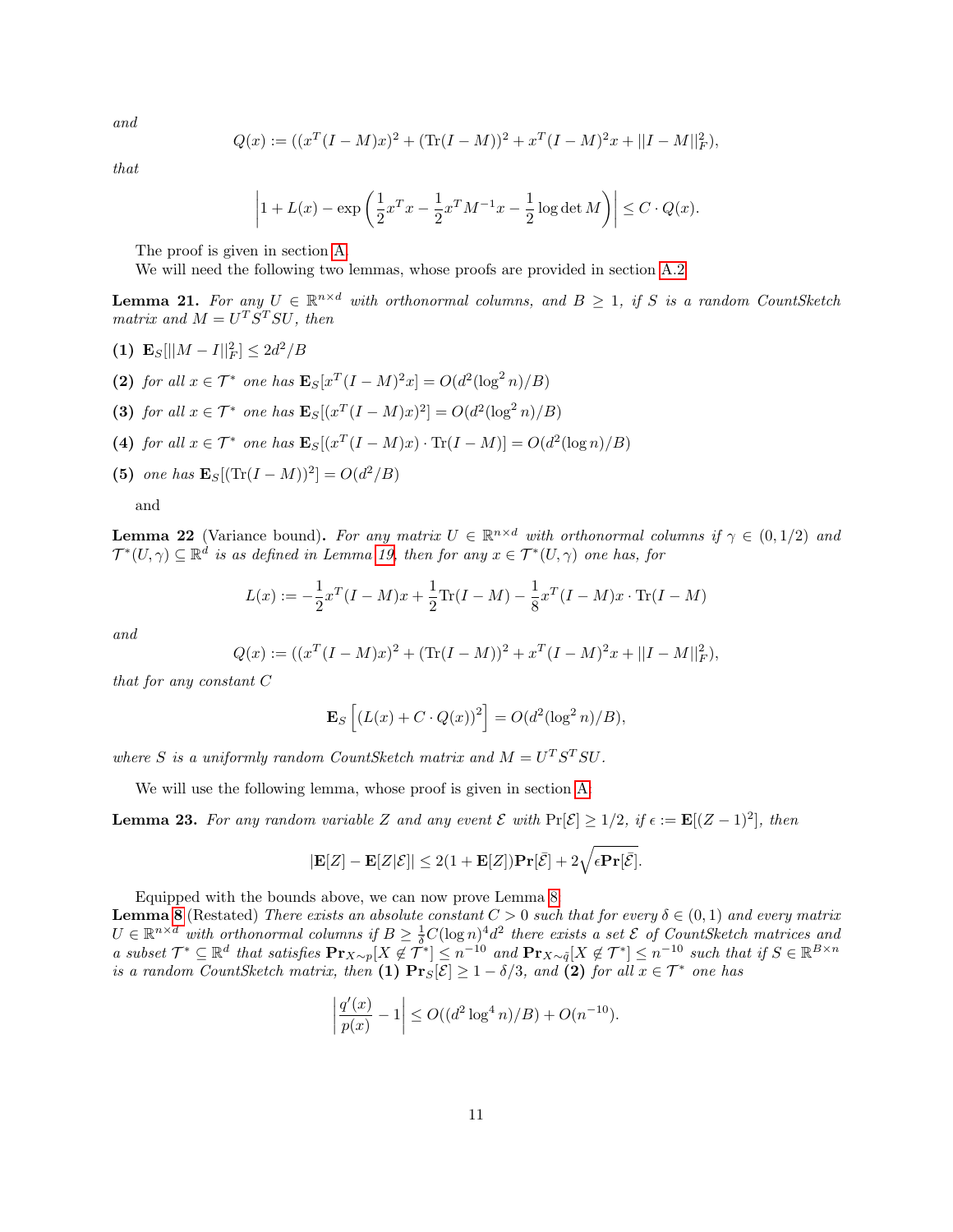*and*

$$Q(x) := ((x^T(I-M)x)^2 + (\mathrm{Tr}(I-M))^2 + x^T(I-M)^2x + ||I-M||_F^2),$$

*that*

$$\left|1 + L(x) - \exp\left(\frac{1}{2}x^Tx - \frac{1}{2}x^TM^{-1}x - \frac{1}{2}\log\det M\right)\right| \leq C \cdot Q(x).$$

The proof is given in section A.

We will need the following two lemmas, whose proofs are provided in section A.2

**Lemma 21.** *For any $U \in \mathbb{R}^{n\times d}$ with orthonormal columns, and $B \geq 1$, if $S$ is a random CountSketch matrix and $M = U^TS^TSU$, then*

- **(1)** $\mathbf{E}_S[||M-I||_F^2] \leq 2d^2/B$
- **(2)** *for all $x \in \mathcal{T}^*$ one has* $\mathbf{E}_S[x^T(I-M)^2x] = O(d^2(\log^2 n)/B)$
- **(3)** *for all $x \in \mathcal{T}^*$ one has* $\mathbf{E}_S[(x^T(I-M)x)^2] = O(d^2(\log^2 n)/B)$
- **(4)** *for all $x \in \mathcal{T}^*$ one has* $\mathbf{E}_S[(x^T(I-M)x)\cdot \mathrm{Tr}(I-M)] = O(d^2(\log n)/B)$
- **(5)** *one has* $\mathbf{E}_S[(\mathrm{Tr}(I-M))^2] = O(d^2/B)$

and

**Lemma 22** (Variance bound)**.** *For any matrix $U \in \mathbb{R}^{n\times d}$ with orthonormal columns if $\gamma \in (0, 1/2)$ and $\mathcal{T}^*(U,\gamma) \subseteq \mathbb{R}^d$ is as defined in Lemma 19, then for any $x \in \mathcal{T}^*(U,\gamma)$ one has, for*

$$L(x) := -\frac{1}{2}x^T(I-M)x + \frac{1}{2}\mathrm{Tr}(I-M) - \frac{1}{8}x^T(I-M)x \cdot \mathrm{Tr}(I-M)$$

*and*

$$Q(x) := ((x^T(I-M)x)^2 + (\mathrm{Tr}(I-M))^2 + x^T(I-M)^2x + ||I-M||_F^2),$$

*that for any constant $C$*

$$\mathbf{E}_S\left[(L(x) + C\cdot Q(x))^2\right] = O(d^2(\log^2 n)/B),$$

*where $S$ is a uniformly random CountSketch matrix and $M = U^TS^TSU$.*

We will use the following lemma, whose proof is given in section A:

**Lemma 23.** *For any random variable $Z$ and any event $\mathcal{E}$ with $\Pr[\mathcal{E}] \geq 1/2$, if $\epsilon := \mathbf{E}[(Z-1)^2]$, then*

$$|\mathbf{E}[Z] - \mathbf{E}[Z|\mathcal{E}]| \leq 2(1+\mathbf{E}[Z])\mathbf{Pr}[\bar{\mathcal{E}}] + 2\sqrt{\epsilon\mathbf{Pr}[\bar{\mathcal{E}}]}.$$

Equipped with the bounds above, we can now prove Lemma 8.

**Lemma 8** (Restated) *There exists an absolute constant $C > 0$ such that for every $\delta \in (0,1)$ and every matrix $U \in \mathbb{R}^{n\times d}$ with orthonormal columns if $B \geq \frac{1}{\delta}C(\log n)^4d^2$ there exists a set $\mathcal{E}$ of CountSketch matrices and a subset $\mathcal{T}^* \subseteq \mathbb{R}^d$ that satisfies $\mathbf{Pr}_{X\sim p}[X \notin \mathcal{T}^*] \leq n^{-10}$ and $\mathbf{Pr}_{X\sim\tilde{q}}[X \notin \mathcal{T}^*] \leq n^{-10}$ such that if $S \in \mathbb{R}^{B\times n}$ is a random CountSketch matrix, then* **(1)** $\mathbf{Pr}_S[\mathcal{E}] \geq 1 - \delta/3$, *and* **(2)** *for all $x \in \mathcal{T}^*$ one has*

$$\left|\frac{q'(x)}{p(x)} - 1\right| \leq O((d^2\log^4 n)/B) + O(n^{-10}).$$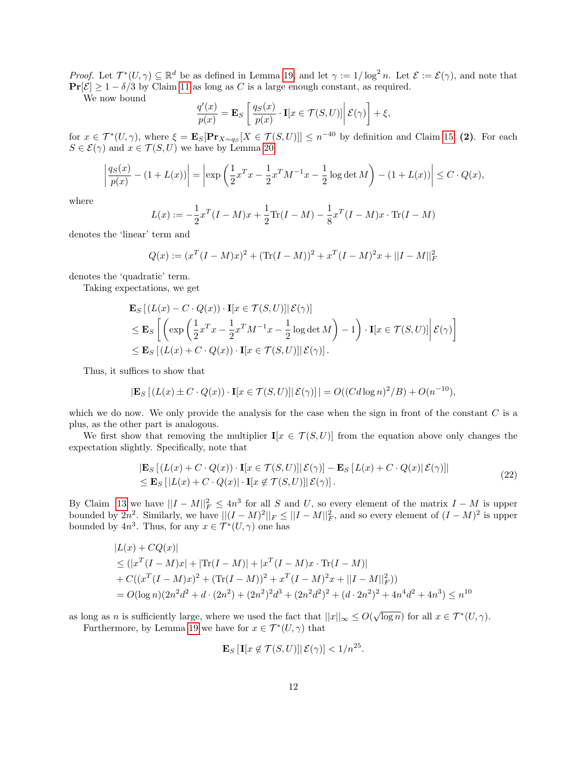*Proof.* Let $\mathcal{T}^*(U,\gamma) \subseteq \mathbb{R}^d$ be as defined in Lemma 19, and let $\gamma := 1/\log^2 n$. Let $\mathcal{E} := \mathcal{E}(\gamma)$, and note that $\mathbf{Pr}[\mathcal{E}] \geq 1 - \delta/3$ by Claim 11 as long as $C$ is a large enough constant, as required.

We now bound

$$\frac{q'(x)}{p(x)} = \mathbf{E}_S\left[\frac{q_S(x)}{p(x)} \cdot \mathbf{I}[x \in \mathcal{T}(S,U)] \middle| \mathcal{E}(\gamma)\right] + \xi,$$

for $x \in \mathcal{T}^*(U,\gamma)$, where $\xi = \mathbf{E}_S[\mathbf{Pr}_{X \sim q_S}[X \in \mathcal{T}(S,U)]] \leq n^{-40}$ by definition and Claim 15 **(2)**. For each $S \in \mathcal{E}(\gamma)$ and $x \in \mathcal{T}(S,U)$ we have by Lemma 20

$$\left|\frac{q_S(x)}{p(x)} - (1+L(x))\right| = \left|\exp\left(\frac{1}{2}x^T x - \frac{1}{2}x^T M^{-1} x - \frac{1}{2}\log\det M\right) - (1+L(x))\right| \leq C \cdot Q(x),$$

where

$$L(x) := -\frac{1}{2}x^T(I-M)x + \frac{1}{2}\mathrm{Tr}(I-M) - \frac{1}{8}x^T(I-M)x \cdot \mathrm{Tr}(I-M)$$

denotes the 'linear' term and

$$Q(x) := (x^T(I-M)x)^2 + (\mathrm{Tr}(I-M))^2 + x^T(I-M)^2 x + ||I-M||_F^2$$

denotes the 'quadratic' term.

Taking expectations, we get

$$\begin{aligned}
&\mathbf{E}_S\left[(L(x) - C \cdot Q(x)) \cdot \mathbf{I}[x \in \mathcal{T}(S,U)] \middle| \mathcal{E}(\gamma)\right] \\
&\leq \mathbf{E}_S\left[\left(\exp\left(\frac{1}{2}x^T x - \frac{1}{2}x^T M^{-1}x - \frac{1}{2}\log\det M\right) - 1\right) \cdot \mathbf{I}[x \in \mathcal{T}(S,U)] \middle| \mathcal{E}(\gamma)\right] \\
&\leq \mathbf{E}_S\left[(L(x) + C \cdot Q(x)) \cdot \mathbf{I}[x \in \mathcal{T}(S,U)] \middle| \mathcal{E}(\gamma)\right].
\end{aligned}$$

Thus, it suffices to show that

$$\left|\mathbf{E}_S\left[(L(x) \pm C \cdot Q(x)) \cdot \mathbf{I}[x \in \mathcal{T}(S,U)] \middle| \mathcal{E}(\gamma)\right]\right| = O((Cd\log n)^2/B) + O(n^{-10}),$$

which we do now. We only provide the analysis for the case when the sign in front of the constant $C$ is a plus, as the other part is analogous.

We first show that removing the multiplier $\mathbf{I}[x \in \mathcal{T}(S,U)]$ from the equation above only changes the expectation slightly. Specifically, note that

$$\begin{aligned}
&\left|\mathbf{E}_S\left[(L(x) + C \cdot Q(x)) \cdot \mathbf{I}[x \in \mathcal{T}(S,U)] \middle| \mathcal{E}(\gamma)\right] - \mathbf{E}_S\left[L(x) + C \cdot Q(x) \middle| \mathcal{E}(\gamma)\right]\right| \\
&\leq \mathbf{E}_S\left[|L(x) + C \cdot Q(x)| \cdot \mathbf{I}[x \notin \mathcal{T}(S,U)] \middle| \mathcal{E}(\gamma)\right].
\end{aligned} \tag{22}$$

By Claim 13 we have $||I-M||_F^2 \leq 4n^3$ for all $S$ and $U$, so every element of the matrix $I-M$ is upper bounded by $2n^2$. Similarly, we have $||(I-M)^2||_F \leq ||I-M||_F^2$, and so every element of $(I-M)^2$ is upper bounded by $4n^3$. Thus, for any $x \in \mathcal{T}^*(U,\gamma)$ one has

$$\begin{aligned}
&|L(x) + CQ(x)| \\
&\leq (|x^T(I-M)x| + |\mathrm{Tr}(I-M)| + |x^T(I-M)x \cdot \mathrm{Tr}(I-M)| \\
&+ C((x^T(I-M)x)^2 + (\mathrm{Tr}(I-M))^2 + x^T(I-M)^2 x + ||I-M||_F^2)) \\
&= O(\log n)(2n^2d^2 + d \cdot (2n^2) + (2n^2)^2 d^3 + (2n^2d^2)^2 + (d \cdot 2n^2)^2 + 4n^4d^2 + 4n^3) \leq n^{10}
\end{aligned}$$

as long as $n$ is sufficiently large, where we used the fact that $||x||_\infty \leq O(\sqrt{\log n})$ for all $x \in \mathcal{T}^*(U,\gamma)$.

Furthermore, by Lemma 19 we have for $x \in \mathcal{T}^*(U,\gamma)$ that

$$\mathbf{E}_S\left[\mathbf{I}[x \notin \mathcal{T}(S,U)] \middle| \mathcal{E}(\gamma)\right] < 1/n^{25}.$$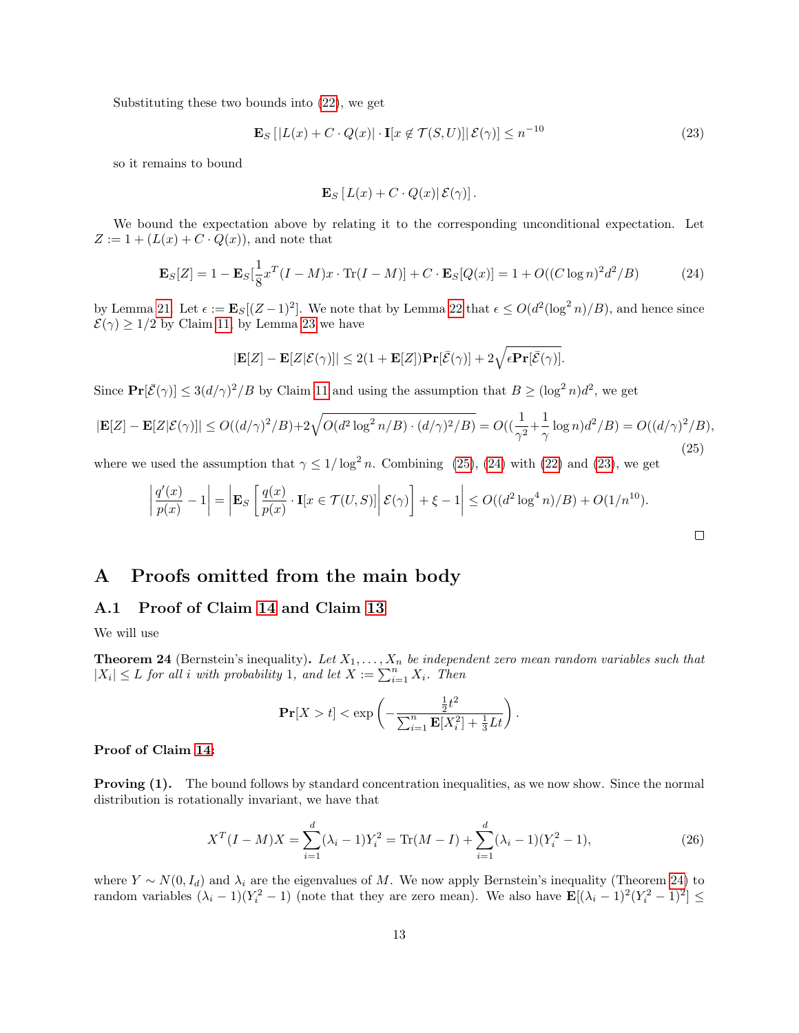Substituting these two bounds into (22), we get

$$\mathbf{E}_S\left[\left|L(x) + C \cdot Q(x)\right| \cdot \mathbf{I}[x \notin \mathcal{T}(S,U)] \middle| \mathcal{E}(\gamma)\right] \leq n^{-10} \tag{23}$$

so it remains to bound

$$\mathbf{E}_S\left[L(x) + C \cdot Q(x) \middle| \mathcal{E}(\gamma)\right].$$

We bound the expectation above by relating it to the corresponding unconditional expectation. Let $Z := 1 + (L(x) + C \cdot Q(x))$, and note that

$$\mathbf{E}_S[Z] = 1 - \mathbf{E}_S[\frac{1}{8}x^T(I-M)x \cdot \mathrm{Tr}(I-M)] + C \cdot \mathbf{E}_S[Q(x)] = 1 + O((C\log n)^2 d^2/B) \tag{24}$$

by Lemma 21. Let $\epsilon := \mathbf{E}_S[(Z-1)^2]$. We note that by Lemma 22 that $\epsilon \leq O(d^2(\log^2 n)/B)$, and hence since $\mathcal{E}(\gamma) \geq 1/2$ by Claim 11, by Lemma 23 we have

$$|\mathbf{E}[Z] - \mathbf{E}[Z|\mathcal{E}(\gamma)]| \leq 2(1+\mathbf{E}[Z])\mathbf{Pr}[\bar{\mathcal{E}}(\gamma)] + 2\sqrt{\epsilon \mathbf{Pr}[\bar{\mathcal{E}}(\gamma)]}.$$

Since $\mathbf{Pr}[\bar{\mathcal{E}}(\gamma)] \leq 3(d/\gamma)^2/B$ by Claim 11 and using the assumption that $B \geq (\log^2 n)d^2$, we get

$$|\mathbf{E}[Z] - \mathbf{E}[Z|\mathcal{E}(\gamma)]| \leq O((d/\gamma)^2/B) + 2\sqrt{O(d^2\log^2 n/B)\cdot(d/\gamma)^2/B} = O((\frac{1}{\gamma^2} + \frac{1}{\gamma}\log n)d^2/B) = O((d/\gamma)^2/B), \tag{25}$$

where we used the assumption that $\gamma \leq 1/\log^2 n$. Combining (25), (24) with (22) and (23), we get

$$\left|\frac{q'(x)}{p(x)} - 1\right| = \left|\mathbf{E}_S\left[\frac{q(x)}{p(x)} \cdot \mathbf{I}[x \in \mathcal{T}(U,S)] \middle| \mathcal{E}(\gamma)\right] + \xi - 1\right| \leq O((d^2\log^4 n)/B) + O(1/n^{10}).$$

□

# A Proofs omitted from the main body

## A.1 Proof of Claim 14 and Claim 13

We will use

**Theorem 24** (Bernstein's inequality)**.** *Let $X_1, \ldots, X_n$ be independent zero mean random variables such that $|X_i| \leq L$ for all $i$ with probability 1, and let $X := \sum_{i=1}^n X_i$. Then*

$$\mathbf{Pr}[X > t] < \exp\left(-\frac{\frac{1}{2}t^2}{\sum_{i=1}^n \mathbf{E}[X_i^2] + \frac{1}{3}Lt}\right).$$

**Proof of Claim 14:**

**Proving (1).** The bound follows by standard concentration inequalities, as we now show. Since the normal distribution is rotationally invariant, we have that

$$X^T(I-M)X = \sum_{i=1}^d (\lambda_i - 1)Y_i^2 = \mathrm{Tr}(M-I) + \sum_{i=1}^d (\lambda_i - 1)(Y_i^2 - 1), \tag{26}$$

where $Y \sim N(0, I_d)$ and $\lambda_i$ are the eigenvalues of $M$. We now apply Bernstein's inequality (Theorem 24) to random variables $(\lambda_i - 1)(Y_i^2 - 1)$ (note that they are zero mean). We also have $\mathbf{E}[(\lambda_i - 1)^2(Y_i^2 - 1)^2] \leq$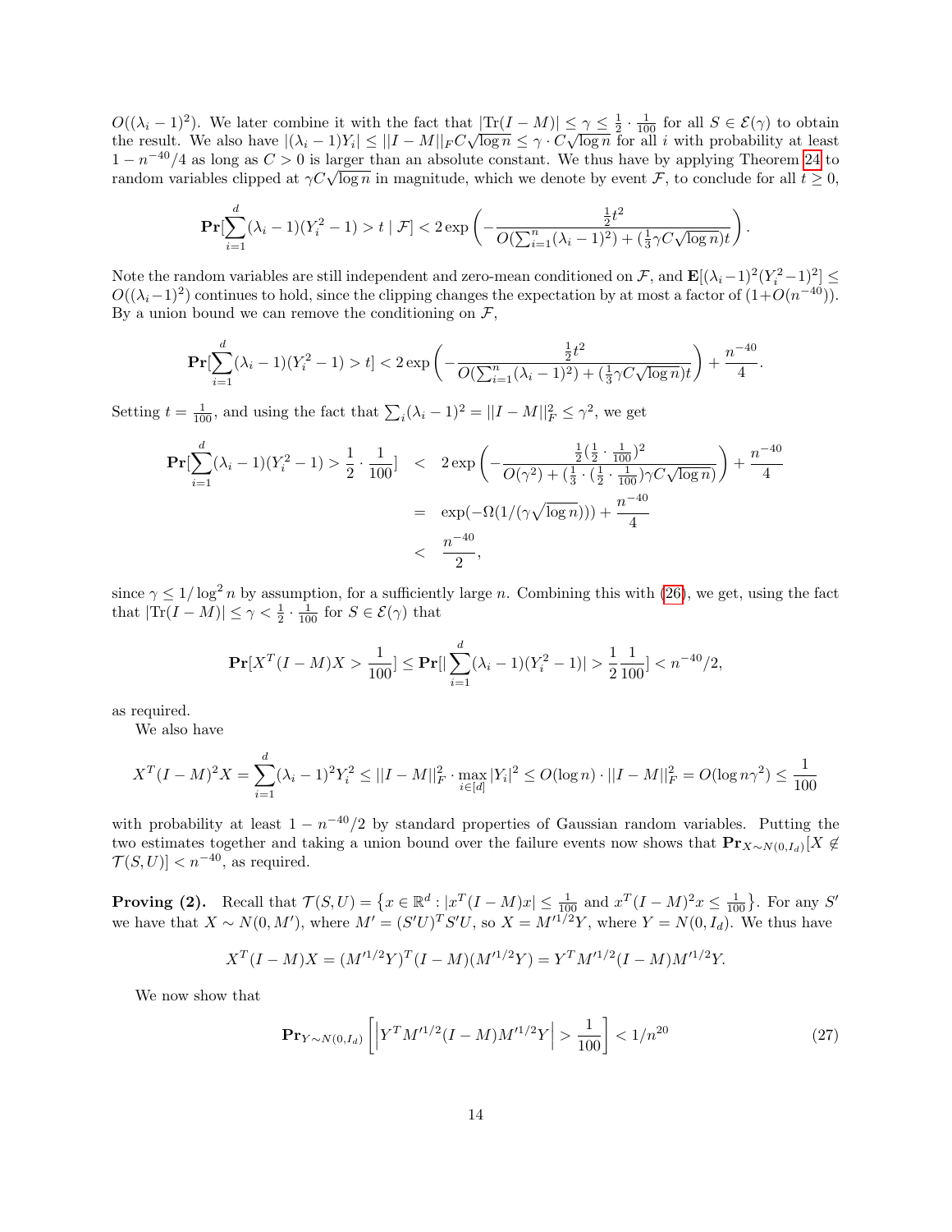$O((\lambda_i - 1)^2)$. We later combine it with the fact that $|\text{Tr}(I - M)| \leq \gamma \leq \frac{1}{2} \cdot \frac{1}{100}$ for all $S \in \mathcal{E}(\gamma)$ to obtain the result. We also have $|(\lambda_i - 1)Y_i| \leq ||I - M||_F C\sqrt{\log n} \leq \gamma \cdot C\sqrt{\log n}$ for all $i$ with probability at least $1 - n^{-40}/4$ as long as $C > 0$ is larger than an absolute constant. We thus have by applying Theorem 24 to random variables clipped at $\gamma C\sqrt{\log n}$ in magnitude, which we denote by event $\mathcal{F}$, to conclude for all $t \geq 0$,

$$\mathbf{Pr}[\sum_{i=1}^{d}(\lambda_i - 1)(Y_i^2 - 1) > t \mid \mathcal{F}] < 2\exp\left(-\frac{\frac{1}{2}t^2}{O(\sum_{i=1}^{n}(\lambda_i - 1)^2) + (\frac{1}{3}\gamma C\sqrt{\log n})t}\right).$$

Note the random variables are still independent and zero-mean conditioned on $\mathcal{F}$, and $\mathbf{E}[(\lambda_i - 1)^2(Y_i^2 - 1)^2] \leq O((\lambda_i - 1)^2)$ continues to hold, since the clipping changes the expectation by at most a factor of $(1 + O(n^{-40}))$. By a union bound we can remove the conditioning on $\mathcal{F}$,

$$\mathbf{Pr}[\sum_{i=1}^{d}(\lambda_i - 1)(Y_i^2 - 1) > t] < 2\exp\left(-\frac{\frac{1}{2}t^2}{O(\sum_{i=1}^{n}(\lambda_i - 1)^2) + (\frac{1}{3}\gamma C\sqrt{\log n})t}\right) + \frac{n^{-40}}{4}.$$

Setting $t = \frac{1}{100}$, and using the fact that $\sum_i(\lambda_i - 1)^2 = ||I - M||_F^2 \leq \gamma^2$, we get

$$\begin{aligned}
\mathbf{Pr}[\sum_{i=1}^{d}(\lambda_i - 1)(Y_i^2 - 1) > \frac{1}{2} \cdot \frac{1}{100}] &< 2\exp\left(-\frac{\frac{1}{2}(\frac{1}{2} \cdot \frac{1}{100})^2}{O(\gamma^2) + (\frac{1}{3} \cdot (\frac{1}{2} \cdot \frac{1}{100})\gamma C\sqrt{\log n})}\right) + \frac{n^{-40}}{4} \\
&= \exp(-\Omega(1/(\gamma\sqrt{\log n}))) + \frac{n^{-40}}{4} \\
&< \frac{n^{-40}}{2},
\end{aligned}$$

since $\gamma \leq 1/\log^2 n$ by assumption, for a sufficiently large $n$. Combining this with (26), we get, using the fact that $|\text{Tr}(I - M)| \leq \gamma < \frac{1}{2} \cdot \frac{1}{100}$ for $S \in \mathcal{E}(\gamma)$ that

$$\mathbf{Pr}[X^T(I - M)X > \frac{1}{100}] \leq \mathbf{Pr}[|\sum_{i=1}^{d}(\lambda_i - 1)(Y_i^2 - 1)| > \frac{1}{2}\frac{1}{100}] < n^{-40}/2,$$

as required.

We also have

$$X^T(I - M)^2X = \sum_{i=1}^{d}(\lambda_i - 1)^2Y_i^2 \leq ||I - M||_F^2 \cdot \max_{i \in [d]}|Y_i|^2 \leq O(\log n) \cdot ||I - M||_F^2 = O(\log n\gamma^2) \leq \frac{1}{100}$$

with probability at least $1 - n^{-40}/2$ by standard properties of Gaussian random variables. Putting the two estimates together and taking a union bound over the failure events now shows that $\mathbf{Pr}_{X \sim N(0, I_d)}[X \notin \mathcal{T}(S, U)] < n^{-40}$, as required.

**Proving (2).** Recall that $\mathcal{T}(S, U) = \{x \in \mathbb{R}^d : |x^T(I - M)x| \leq \frac{1}{100} \text{ and } x^T(I - M)^2x \leq \frac{1}{100}\}$. For any $S'$ we have that $X \sim N(0, M')$, where $M' = (S'U)^TS'U$, so $X = M'^{1/2}Y$, where $Y = N(0, I_d)$. We thus have

$$X^T(I - M)X = (M'^{1/2}Y)^T(I - M)(M'^{1/2}Y) = Y^TM'^{1/2}(I - M)M'^{1/2}Y.$$

We now show that

$$\mathbf{Pr}_{Y \sim N(0, I_d)}\left[\left|Y^TM'^{1/2}(I - M)M'^{1/2}Y\right| > \frac{1}{100}\right] < 1/n^{20} \tag{27}$$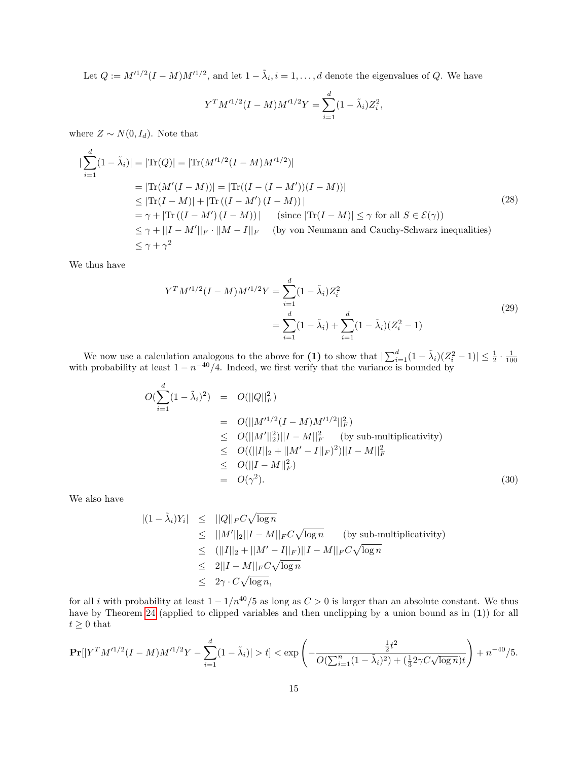Let $Q := M'^{1/2}(I-M)M'^{1/2}$, and let $1-\tilde{\lambda}_i, i=1,\ldots,d$ denote the eigenvalues of $Q$. We have

$$Y^T M'^{1/2}(I-M)M'^{1/2}Y = \sum_{i=1}^{d}(1-\tilde{\lambda}_i)Z_i^2,$$

where $Z \sim N(0, I_d)$. Note that

$$\begin{aligned}
|\sum_{i=1}^{d}(1-\tilde{\lambda}_i)| &= |\mathrm{Tr}(Q)| = |\mathrm{Tr}(M'^{1/2}(I-M)M'^{1/2})| \\
&= |\mathrm{Tr}(M'(I-M))| = |\mathrm{Tr}((I-(I-M'))(I-M))| \\
&\leq |\mathrm{Tr}(I-M)| + |\mathrm{Tr}\left((I-M')\,(I-M)\right)| \\
&= \gamma + |\mathrm{Tr}\left((I-M')\,(I-M)\right)| \quad \text{(since } |\mathrm{Tr}(I-M)| \leq \gamma \text{ for all } S \in \mathcal{E}(\gamma)\text{)} \\
&\leq \gamma + ||I-M'||_F \cdot ||M-I||_F \quad \text{(by von Neumann and Cauchy-Schwarz inequalities)} \\
&\leq \gamma + \gamma^2
\end{aligned} \tag{28}$$

We thus have

$$\begin{aligned}
Y^T M'^{1/2}(I-M)M'^{1/2}Y &= \sum_{i=1}^{d}(1-\tilde{\lambda}_i)Z_i^2 \\
&= \sum_{i=1}^{d}(1-\tilde{\lambda}_i) + \sum_{i=1}^{d}(1-\tilde{\lambda}_i)(Z_i^2-1)
\end{aligned} \tag{29}$$

We now use a calculation analogous to the above for **(1)** to show that $|\sum_{i=1}^{d}(1-\tilde{\lambda}_i)(Z_i^2-1)| \leq \frac{1}{2}\cdot\frac{1}{100}$ with probability at least $1-n^{-40}/4$. Indeed, we first verify that the variance is bounded by

$$\begin{aligned}
O(\sum_{i=1}^{d}(1-\tilde{\lambda}_i)^2) &= O(||Q||_F^2) \\
&= O(||M'^{1/2}(I-M)M'^{1/2}||_F^2) \\
&\leq O(||M'||_2^2)||I-M||_F^2 \quad \text{(by sub-multiplicativity)} \\
&\leq O((||I||_2 + ||M'-I||_F)^2)||I-M||_F^2 \\
&\leq O(||I-M||_F^2) \\
&= O(\gamma^2).
\end{aligned} \tag{30}$$

We also have

$$\begin{aligned}
|(1-\tilde{\lambda}_i)Y_i| &\leq ||Q||_F C\sqrt{\log n} \\
&\leq ||M'||_2||I-M||_F C\sqrt{\log n} \quad \text{(by sub-multiplicativity)} \\
&\leq (||I||_2 + ||M'-I||_F)||I-M||_F C\sqrt{\log n} \\
&\leq 2||I-M||_F C\sqrt{\log n} \\
&\leq 2\gamma \cdot C\sqrt{\log n},
\end{aligned}$$

for all $i$ with probability at least $1-1/n^{40}/5$ as long as $C>0$ is larger than an absolute constant. We thus have by Theorem 24 (applied to clipped variables and then unclipping by a union bound as in **(1)**) for all $t \geq 0$ that

$$\mathbf{Pr}[|Y^T M'^{1/2}(I-M)M'^{1/2}Y - \sum_{i=1}^{d}(1-\tilde{\lambda}_i)| > t] < \exp\left(-\frac{\frac{1}{2}t^2}{O(\sum_{i=1}^{n}(1-\tilde{\lambda}_i)^2) + (\frac{1}{3}2\gamma C\sqrt{\log n})t}\right) + n^{-40}/5.$$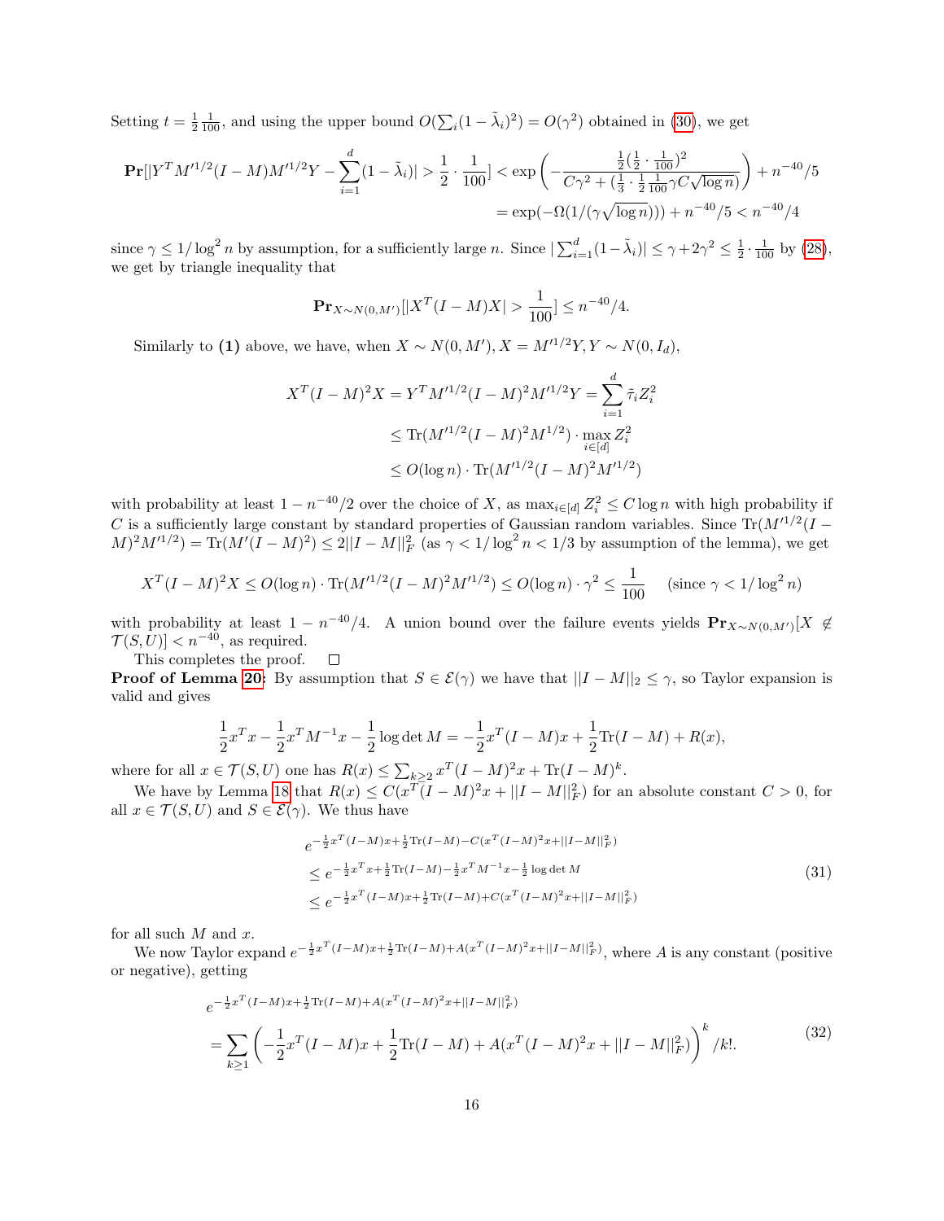Setting $t = \frac{1}{2}\frac{1}{100}$, and using the upper bound $O(\sum_i (1-\tilde{\lambda}_i)^2) = O(\gamma^2)$ obtained in (30), we get

$$\mathbf{Pr}[|Y^T M'^{1/2}(I-M)M'^{1/2}Y - \sum_{i=1}^d (1-\tilde{\lambda}_i)| > \frac{1}{2}\cdot\frac{1}{100}] < \exp\left(-\frac{\frac{1}{2}(\frac{1}{2}\cdot\frac{1}{100})^2}{C\gamma^2 + (\frac{1}{3}\cdot\frac{1}{2}\frac{1}{100}\gamma C\sqrt{\log n})}\right) + n^{-40}/5$$
$$= \exp(-\Omega(1/(\gamma\sqrt{\log n}))) + n^{-40}/5 < n^{-40}/4$$

since $\gamma \le 1/\log^2 n$ by assumption, for a sufficiently large $n$. Since $|\sum_{i=1}^d (1-\tilde{\lambda}_i)| \le \gamma + 2\gamma^2 \le \frac{1}{2}\cdot\frac{1}{100}$ by (28), we get by triangle inequality that

$$\mathbf{Pr}_{X\sim N(0,M')}[|X^T(I-M)X| > \frac{1}{100}] \le n^{-40}/4.$$

Similarly to **(1)** above, we have, when $X \sim N(0,M'), X = M'^{1/2}Y, Y \sim N(0, I_d)$,

$$\begin{aligned}
X^T(I-M)^2X = Y^T M'^{1/2}(I-M)^2 M'^{1/2} Y &= \sum_{i=1}^d \tilde{\tau}_i Z_i^2 \\
&\le \mathrm{Tr}(M'^{1/2}(I-M)^2 M^{1/2}) \cdot \max_{i\in[d]} Z_i^2 \\
&\le O(\log n)\cdot \mathrm{Tr}(M'^{1/2}(I-M)^2 M'^{1/2})
\end{aligned}$$

with probability at least $1 - n^{-40}/2$ over the choice of $X$, as $\max_{i\in[d]} Z_i^2 \le C\log n$ with high probability if $C$ is a sufficiently large constant by standard properties of Gaussian random variables. Since $\mathrm{Tr}(M'^{1/2}(I-M)^2M'^{1/2}) = \mathrm{Tr}(M'(I-M)^2) \le 2||I-M||_F^2$ (as $\gamma < 1/\log^2 n < 1/3$ by assumption of the lemma), we get

$$X^T(I-M)^2X \le O(\log n)\cdot \mathrm{Tr}(M'^{1/2}(I-M)^2M'^{1/2}) \le O(\log n)\cdot\gamma^2 \le \frac{1}{100} \quad \text{(since } \gamma < 1/\log^2 n\text{)}$$

with probability at least $1 - n^{-40}/4$. A union bound over the failure events yields $\mathbf{Pr}_{X\sim N(0,M')}[X \notin \mathcal{T}(S,U)] < n^{-40}$, as required.

This completes the proof. $\square$

**Proof of Lemma 20:** By assumption that $S \in \mathcal{E}(\gamma)$ we have that $||I-M||_2 \le \gamma$, so Taylor expansion is valid and gives

$$\frac{1}{2}x^Tx - \frac{1}{2}x^TM^{-1}x - \frac{1}{2}\log\det M = -\frac{1}{2}x^T(I-M)x + \frac{1}{2}\mathrm{Tr}(I-M) + R(x),$$

where for all $x \in \mathcal{T}(S,U)$ one has $R(x) \le \sum_{k\ge 2} x^T(I-M)^2x + \mathrm{Tr}(I-M)^k$.

We have by Lemma 18 that $R(x) \le C(x^T(I-M)^2x + ||I-M||_F^2)$ for an absolute constant $C > 0$, for all $x \in \mathcal{T}(S,U)$ and $S \in \mathcal{E}(\gamma)$. We thus have

$$\begin{aligned}
&e^{-\frac{1}{2}x^T(I-M)x + \frac{1}{2}\mathrm{Tr}(I-M) - C(x^T(I-M)^2x + ||I-M||_F^2)} \\
&\le e^{-\frac{1}{2}x^Tx + \frac{1}{2}\mathrm{Tr}(I-M) - \frac{1}{2}x^TM^{-1}x - \frac{1}{2}\log\det M} \\
&\le e^{-\frac{1}{2}x^T(I-M)x + \frac{1}{2}\mathrm{Tr}(I-M) + C(x^T(I-M)^2x + ||I-M||_F^2)}
\end{aligned} \tag{31}$$

for all such $M$ and $x$.

We now Taylor expand $e^{-\frac{1}{2}x^T(I-M)x + \frac{1}{2}\mathrm{Tr}(I-M) + A(x^T(I-M)^2x + ||I-M||_F^2)}$, where $A$ is any constant (positive or negative), getting

$$\begin{aligned}
&e^{-\frac{1}{2}x^T(I-M)x + \frac{1}{2}\mathrm{Tr}(I-M) + A(x^T(I-M)^2x + ||I-M||_F^2)} \\
&= \sum_{k\ge 1}\left(-\frac{1}{2}x^T(I-M)x + \frac{1}{2}\mathrm{Tr}(I-M) + A(x^T(I-M)^2x + ||I-M||_F^2)\right)^k / k!.
\end{aligned} \tag{32}$$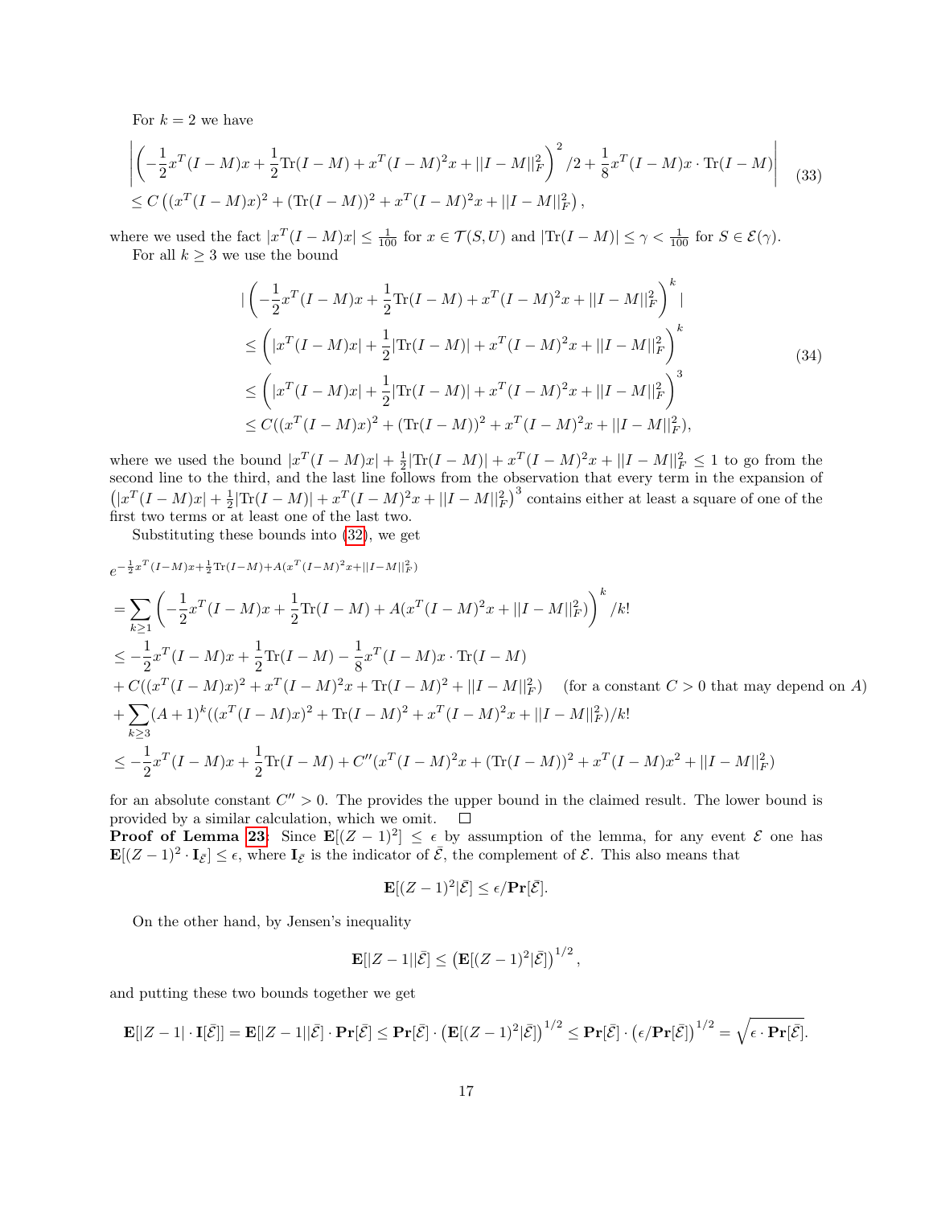For $k = 2$ we have

$$
\begin{aligned}
&\left| \left( -\frac{1}{2}x^T(I-M)x + \frac{1}{2}\text{Tr}(I-M) + x^T(I-M)^2x + ||I-M||_F^2 \right)^2 /2 + \frac{1}{8}x^T(I-M)x \cdot \text{Tr}(I-M) \right| \\
&\leq C\left( (x^T(I-M)x)^2 + (\text{Tr}(I-M))^2 + x^T(I-M)^2x + ||I-M||_F^2 \right),
\end{aligned} \tag{33}
$$

where we used the fact $|x^T(I-M)x| \leq \frac{1}{100}$ for $x \in \mathcal{T}(S,U)$ and $|\text{Tr}(I-M)| \leq \gamma < \frac{1}{100}$ for $S \in \mathcal{E}(\gamma)$.

For all $k \geq 3$ we use the bound

$$
\begin{aligned}
&|\left( -\frac{1}{2}x^T(I-M)x + \frac{1}{2}\text{Tr}(I-M) + x^T(I-M)^2x + ||I-M||_F^2 \right)^k| \\
&\leq \left( |x^T(I-M)x| + \frac{1}{2}|\text{Tr}(I-M)| + x^T(I-M)^2x + ||I-M||_F^2 \right)^k \\
&\leq \left( |x^T(I-M)x| + \frac{1}{2}|\text{Tr}(I-M)| + x^T(I-M)^2x + ||I-M||_F^2 \right)^3 \\
&\leq C((x^T(I-M)x)^2 + (\text{Tr}(I-M))^2 + x^T(I-M)^2x + ||I-M||_F^2),
\end{aligned} \tag{34}
$$

where we used the bound $|x^T(I-M)x| + \frac{1}{2}|\text{Tr}(I-M)| + x^T(I-M)^2x + ||I-M||_F^2 \leq 1$ to go from the second line to the third, and the last line follows from the observation that every term in the expansion of $\left(|x^T(I-M)x| + \frac{1}{2}|\text{Tr}(I-M)| + x^T(I-M)^2x + ||I-M||_F^2\right)^3$ contains either at least a square of one of the first two terms or at least one of the last two.

Substituting these bounds into (32), we get

$$
\begin{aligned}
&e^{-\frac{1}{2}x^T(I-M)x + \frac{1}{2}\text{Tr}(I-M) + A(x^T(I-M)^2x + ||I-M||_F^2)} \\
&= \sum_{k\geq 1} \left( -\frac{1}{2}x^T(I-M)x + \frac{1}{2}\text{Tr}(I-M) + A(x^T(I-M)^2x + ||I-M||_F^2) \right)^k /k! \\
&\leq -\frac{1}{2}x^T(I-M)x + \frac{1}{2}\text{Tr}(I-M) - \frac{1}{8}x^T(I-M)x \cdot \text{Tr}(I-M) \\
&+ C((x^T(I-M)x)^2 + x^T(I-M)^2x + \text{Tr}(I-M)^2 + ||I-M||_F^2) \quad \text{(for a constant } C > 0 \text{ that may depend on } A) \\
&+ \sum_{k\geq 3} (A+1)^k ((x^T(I-M)x)^2 + \text{Tr}(I-M)^2 + x^T(I-M)^2x + ||I-M||_F^2)/k! \\
&\leq -\frac{1}{2}x^T(I-M)x + \frac{1}{2}\text{Tr}(I-M) + C''(x^T(I-M)^2x + (\text{Tr}(I-M))^2 + x^T(I-M)x^2 + ||I-M||_F^2)
\end{aligned}
$$

for an absolute constant $C'' > 0$. The provides the upper bound in the claimed result. The lower bound is provided by a similar calculation, which we omit. $\square$

**Proof of Lemma 23:** Since $\mathbf{E}[(Z-1)^2] \leq \epsilon$ by assumption of the lemma, for any event $\mathcal{E}$ one has $\mathbf{E}[(Z-1)^2 \cdot \mathbf{I}_{\bar{\mathcal{E}}}] \leq \epsilon$, where $\mathbf{I}_{\bar{\mathcal{E}}}$ is the indicator of $\bar{\mathcal{E}}$, the complement of $\mathcal{E}$. This also means that

$$
\mathbf{E}[(Z-1)^2 | \bar{\mathcal{E}}] \leq \epsilon / \mathbf{Pr}[\bar{\mathcal{E}}].
$$

On the other hand, by Jensen's inequality

$$
\mathbf{E}[|Z-1| | \bar{\mathcal{E}}] \leq \left( \mathbf{E}[(Z-1)^2 | \bar{\mathcal{E}}] \right)^{1/2},
$$

and putting these two bounds together we get

$$
\mathbf{E}[|Z-1| \cdot \mathbf{I}[\bar{\mathcal{E}}]] = \mathbf{E}[|Z-1| | \bar{\mathcal{E}}] \cdot \mathbf{Pr}[\bar{\mathcal{E}}] \leq \mathbf{Pr}[\bar{\mathcal{E}}] \cdot \left( \mathbf{E}[(Z-1)^2 | \bar{\mathcal{E}}] \right)^{1/2} \leq \mathbf{Pr}[\bar{\mathcal{E}}] \cdot \left( \epsilon / \mathbf{Pr}[\bar{\mathcal{E}}] \right)^{1/2} = \sqrt{\epsilon \cdot \mathbf{Pr}[\bar{\mathcal{E}}]}.
$$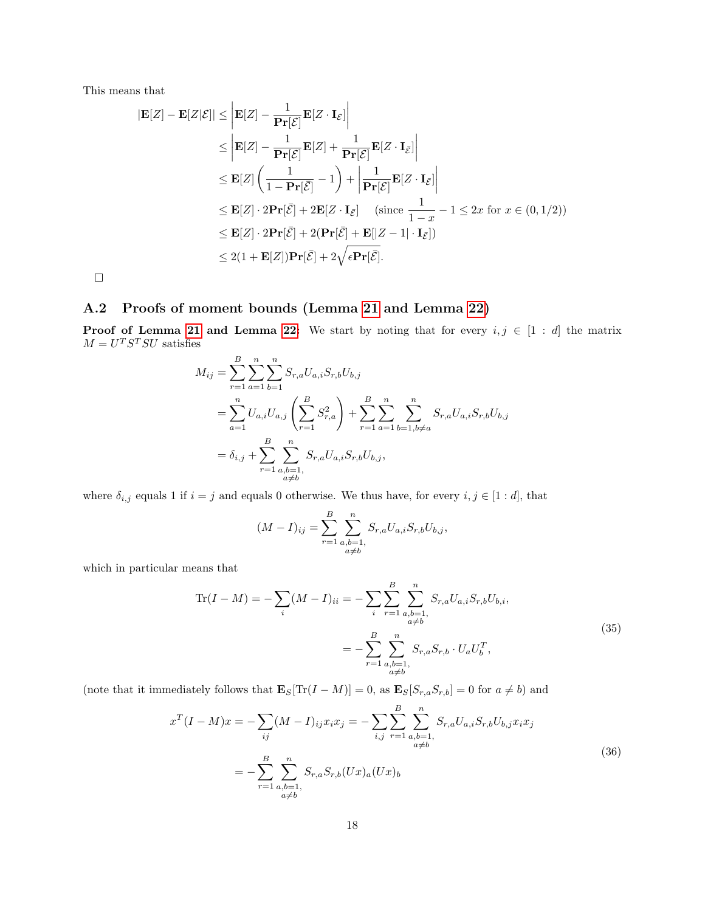This means that

$$
\begin{aligned}
|\mathbf{E}[Z] - \mathbf{E}[Z|\mathcal{E}]| &\le \left|\mathbf{E}[Z] - \frac{1}{\mathbf{Pr}[\mathcal{E}]}\mathbf{E}[Z \cdot \mathbf{I}_{\mathcal{E}}]\right| \\
&\le \left|\mathbf{E}[Z] - \frac{1}{\mathbf{Pr}[\mathcal{E}]}\mathbf{E}[Z] + \frac{1}{\mathbf{Pr}[\mathcal{E}]}\mathbf{E}[Z \cdot \mathbf{I}_{\bar{\mathcal{E}}}]\right| \\
&\le \mathbf{E}[Z]\left(\frac{1}{1 - \mathbf{Pr}[\bar{\mathcal{E}}]} - 1\right) + \left|\frac{1}{\mathbf{Pr}[\mathcal{E}]}\mathbf{E}[Z \cdot \mathbf{I}_{\bar{\mathcal{E}}}]\right| \\
&\le \mathbf{E}[Z] \cdot 2\mathbf{Pr}[\bar{\mathcal{E}}] + 2\mathbf{E}[Z \cdot \mathbf{I}_{\bar{\mathcal{E}}}] \quad \left(\text{since } \frac{1}{1-x} - 1 \le 2x \text{ for } x \in (0, 1/2)\right) \\
&\le \mathbf{E}[Z] \cdot 2\mathbf{Pr}[\bar{\mathcal{E}}] + 2(\mathbf{Pr}[\bar{\mathcal{E}}] + \mathbf{E}[|Z - 1| \cdot \mathbf{I}_{\bar{\mathcal{E}}}]) \\
&\le 2(1 + \mathbf{E}[Z])\mathbf{Pr}[\bar{\mathcal{E}}] + 2\sqrt{\epsilon \mathbf{Pr}[\bar{\mathcal{E}}]}.
\end{aligned}
$$

□

## A.2 Proofs of moment bounds (Lemma 21 and Lemma 22)

**Proof of Lemma 21 and Lemma 22:** We start by noting that for every $i, j \in [1 : d]$ the matrix $M = U^T S^T S U$ satisfies

$$
\begin{aligned}
M_{ij} &= \sum_{r=1}^{B} \sum_{a=1}^{n} \sum_{b=1}^{n} S_{r,a} U_{a,i} S_{r,b} U_{b,j} \\
&= \sum_{a=1}^{n} U_{a,i} U_{a,j} \left(\sum_{r=1}^{B} S_{r,a}^2\right) + \sum_{r=1}^{B} \sum_{a=1}^{n} \sum_{b=1, b \neq a}^{n} S_{r,a} U_{a,i} S_{r,b} U_{b,j} \\
&= \delta_{i,j} + \sum_{r=1}^{B} \sum_{\substack{a,b=1, \\ a \neq b}}^{n} S_{r,a} U_{a,i} S_{r,b} U_{b,j},
\end{aligned}
$$

where $\delta_{i,j}$ equals 1 if $i = j$ and equals 0 otherwise. We thus have, for every $i, j \in [1 : d]$, that

$$
(M - I)_{ij} = \sum_{r=1}^{B} \sum_{\substack{a,b=1, \\ a \neq b}}^{n} S_{r,a} U_{a,i} S_{r,b} U_{b,j},
$$

which in particular means that

$$
\begin{aligned}
\mathrm{Tr}(I - M) = -\sum_{i} (M - I)_{ii} &= -\sum_{i} \sum_{r=1}^{B} \sum_{\substack{a,b=1, \\ a \neq b}}^{n} S_{r,a} U_{a,i} S_{r,b} U_{b,i}, \\
&= -\sum_{r=1}^{B} \sum_{\substack{a,b=1, \\ a \neq b}}^{n} S_{r,a} S_{r,b} \cdot U_a U_b^T,
\end{aligned} \tag{35}
$$

(note that it immediately follows that $\mathbf{E}_S[\mathrm{Tr}(I - M)] = 0$, as $\mathbf{E}_S[S_{r,a} S_{r,b}] = 0$ for $a \neq b$) and

$$
\begin{aligned}
x^T (I - M) x = -\sum_{ij} (M - I)_{ij} x_i x_j &= -\sum_{i,j} \sum_{r=1}^{B} \sum_{\substack{a,b=1, \\ a \neq b}}^{n} S_{r,a} U_{a,i} S_{r,b} U_{b,j} x_i x_j \\
= -\sum_{r=1}^{B} \sum_{\substack{a,b=1, \\ a \neq b}}^{n} S_{r,a} S_{r,b} (Ux)_a (Ux)_b
\end{aligned} \tag{36}
$$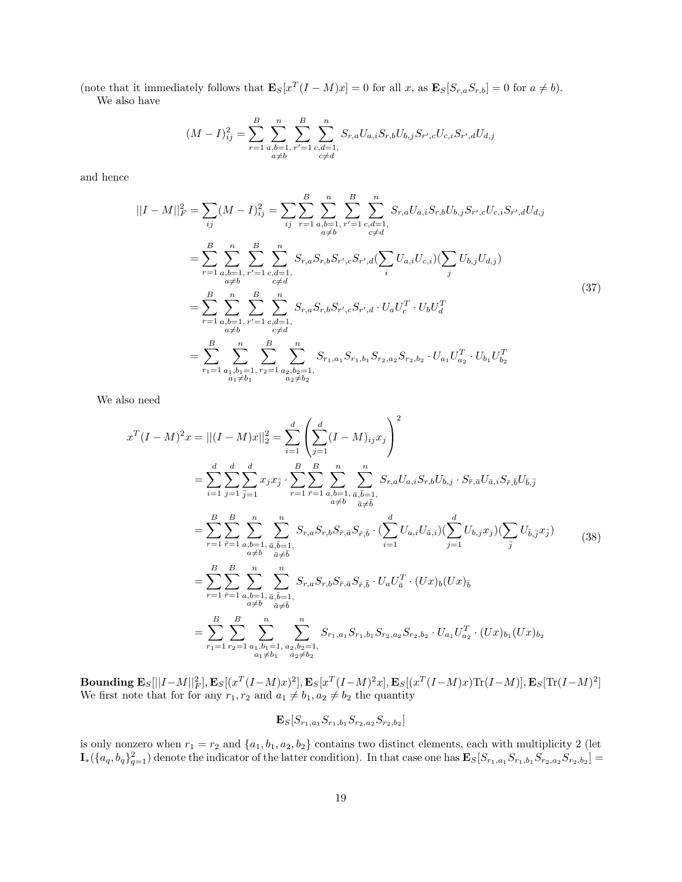(note that it immediately follows that $\mathbf{E}_S[x^T(I-M)x] = 0$ for all $x$, as $\mathbf{E}_S[S_{r,a}S_{r,b}] = 0$ for $a \neq b$).

We also have

$$(M-I)^2_{ij} = \sum_{r=1}^{B} \sum_{\substack{a,b=1,\\ a\neq b}}^{n} \sum_{r'=1}^{B} \sum_{\substack{c,d=1,\\ c\neq d}}^{n} S_{r,a}U_{a,i}S_{r,b}U_{b,j}S_{r',c}U_{c,i}S_{r',d}U_{d,j}$$

and hence

$$\begin{aligned}
||I-M||_F^2 = \sum_{ij}(M-I)^2_{ij} &= \sum_{ij}\sum_{r=1}^{B} \sum_{\substack{a,b=1,\\ a\neq b}}^{n} \sum_{r'=1}^{B} \sum_{\substack{c,d=1,\\ c\neq d}}^{n} S_{r,a}U_{a,i}S_{r,b}U_{b,j}S_{r',c}U_{c,i}S_{r',d}U_{d,j} \\
&= \sum_{r=1}^{B} \sum_{\substack{a,b=1,\\ a\neq b}}^{n} \sum_{r'=1}^{B} \sum_{\substack{c,d=1,\\ c\neq d}}^{n} S_{r,a}S_{r,b}S_{r',c}S_{r',d}(\sum_i U_{a,i}U_{c,i})(\sum_j U_{b,j}U_{d,j}) \\
&= \sum_{r=1}^{B} \sum_{\substack{a,b=1,\\ a\neq b}}^{n} \sum_{r'=1}^{B} \sum_{\substack{c,d=1,\\ c\neq d}}^{n} S_{r,a}S_{r,b}S_{r',c}S_{r',d} \cdot U_aU_c^T \cdot U_bU_d^T \\
&= \sum_{r_1=1}^{B} \sum_{\substack{a_1,b_1=1,\\ a_1\neq b_1}}^{n} \sum_{r_2=1}^{B} \sum_{\substack{a_2,b_2=1,\\ a_2\neq b_2}}^{n} S_{r_1,a_1}S_{r_1,b_1}S_{r_2,a_2}S_{r_2,b_2} \cdot U_{a_1}U_{a_2}^T \cdot U_{b_1}U_{b_2}^T
\end{aligned} \tag{37}$$

We also need

$$\begin{aligned}
x^T(I-M)^2x = ||(I-M)x||_2^2 &= \sum_{i=1}^{d}\left(\sum_{j=1}^{d}(I-M)_{ij}x_j\right)^2 \\
&= \sum_{i=1}^{d}\sum_{j=1}^{d}\sum_{\bar{j}=1}^{d} x_jx_{\bar{j}} \cdot \sum_{r=1}^{B}\sum_{\bar{r}=1}^{B} \sum_{\substack{a,b=1,\\ a\neq b}}^{n} \sum_{\substack{\bar{a},\bar{b}=1,\\ \bar{a}\neq \bar{b}}}^{n} S_{r,a}U_{a,i}S_{r,b}U_{b,j} \cdot S_{\bar{r},\bar{a}}U_{\bar{a},i}S_{\bar{r},\bar{b}}U_{\bar{b},\bar{j}} \\
&= \sum_{r=1}^{B}\sum_{\bar{r}=1}^{B} \sum_{\substack{a,b=1,\\ a\neq b}}^{n} \sum_{\substack{\bar{a},\bar{b}=1,\\ \bar{a}\neq \bar{b}}}^{n} S_{r,a}S_{r,b}S_{\bar{r},\bar{a}}S_{\bar{r},\bar{b}} \cdot (\sum_{i=1}^{d} U_{a,i}U_{\bar{a},i})(\sum_{j=1}^{d} U_{b,j}x_j)(\sum_{\bar{j}} U_{\bar{b},\bar{j}}x_{\bar{j}}) \\
&= \sum_{r=1}^{B}\sum_{\bar{r}=1}^{B} \sum_{\substack{a,b=1,\\ a\neq b}}^{n} \sum_{\substack{\bar{a},\bar{b}=1,\\ \bar{a}\neq \bar{b}}}^{n} S_{r,a}S_{r,b}S_{\bar{r},\bar{a}}S_{\bar{r},\bar{b}} \cdot U_aU_{\bar{a}}^T \cdot (Ux)_b(Ux)_{\bar{b}} \\
&= \sum_{r_1=1}^{B}\sum_{r_2=1}^{B} \sum_{\substack{a_1,b_1=1,\\ a_1\neq b_1}}^{n} \sum_{\substack{a_2,b_2=1,\\ a_2\neq b_2}}^{n} S_{r_1,a_1}S_{r_1,b_1}S_{r_2,a_2}S_{r_2,b_2} \cdot U_{a_1}U_{a_2}^T \cdot (Ux)_{b_1}(Ux)_{b_2}
\end{aligned} \tag{38}$$

**Bounding $\mathbf{E}_S[||I-M||_F^2], \mathbf{E}_S[(x^T(I-M)x)^2], \mathbf{E}_S[x^T(I-M)^2x], \mathbf{E}_S[(x^T(I-M)x)\mathrm{Tr}(I-M)], \mathbf{E}_S[\mathrm{Tr}(I-M)^2]$** We first note that for for any $r_1, r_2$ and $a_1 \neq b_1, a_2 \neq b_2$ the quantity

$$\mathbf{E}_S[S_{r_1,a_1}S_{r_1,b_1}S_{r_2,a_2}S_{r_2,b_2}]$$

is only nonzero when $r_1 = r_2$ and $\{a_1, b_1, a_2, b_2\}$ contains two distinct elements, each with multiplicity 2 (let $\mathbf{I}_*(\{a_q, b_q\}_{q=1}^2)$ denote the indicator of the latter condition). In that case one has $\mathbf{E}_S[S_{r_1,a_1}S_{r_1,b_1}S_{r_2,a_2}S_{r_2,b_2}] =$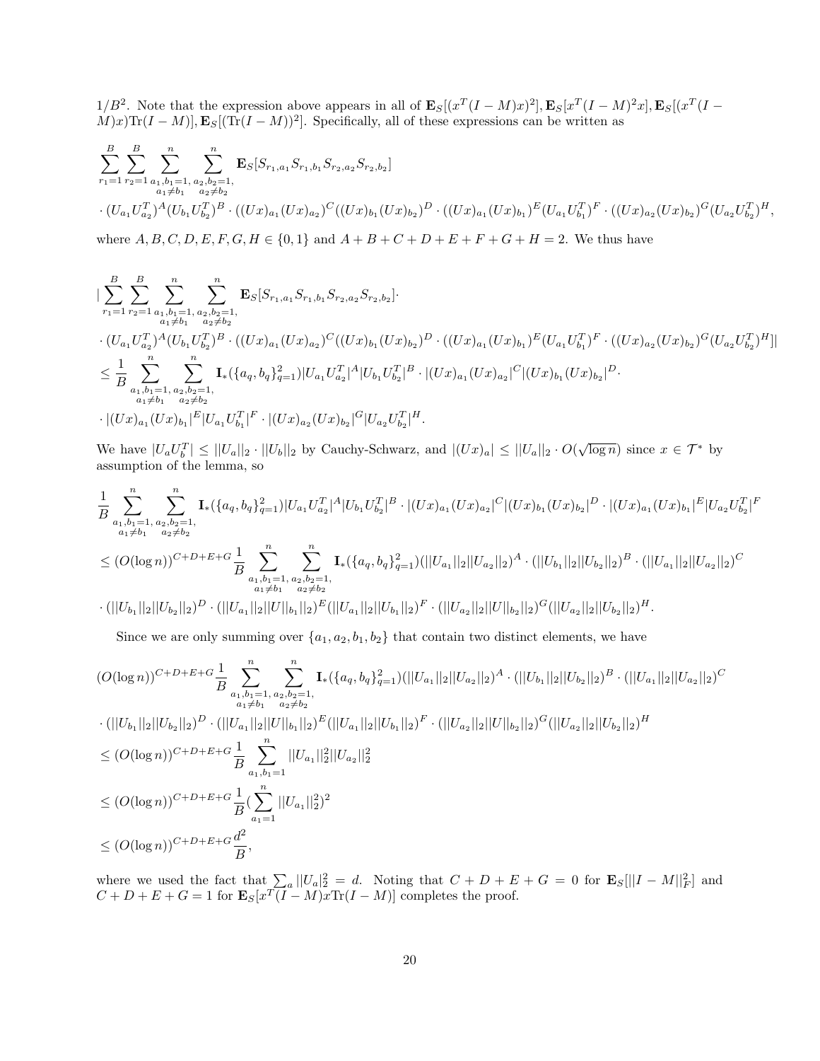$1/B^2$. Note that the expression above appears in all of $\mathbf{E}_S[(x^T(I-M)x)^2], \mathbf{E}_S[x^T(I-M)^2x], \mathbf{E}_S[(x^T(I-M)x)\text{Tr}(I-M)], \mathbf{E}_S[(\text{Tr}(I-M))^2]$. Specifically, all of these expressions can be written as

$$
\sum_{r_1=1}^{B}\sum_{r_2=1}^{B}\sum_{\substack{a_1,b_1=1,\\ a_1\neq b_1}}^{n}\sum_{\substack{a_2,b_2=1,\\ a_2\neq b_2}}^{n}\mathbf{E}_S[S_{r_1,a_1}S_{r_1,b_1}S_{r_2,a_2}S_{r_2,b_2}]
$$

$$
\cdot (U_{a_1}U_{a_2}^T)^A(U_{b_1}U_{b_2}^T)^B\cdot((Ux)_{a_1}(Ux)_{a_2})^C((Ux)_{b_1}(Ux)_{b_2})^D\cdot((Ux)_{a_1}(Ux)_{b_1})^E(U_{a_1}U_{b_1}^T)^F\cdot((Ux)_{a_2}(Ux)_{b_2})^G(U_{a_2}U_{b_2}^T)^H,
$$

where $A,B,C,D,E,F,G,H\in\{0,1\}$ and $A+B+C+D+E+F+G+H=2$. We thus have

$$
|\sum_{r_1=1}^{B}\sum_{r_2=1}^{B}\sum_{\substack{a_1,b_1=1,\\ a_1\neq b_1}}^{n}\sum_{\substack{a_2,b_2=1,\\ a_2\neq b_2}}^{n}\mathbf{E}_S[S_{r_1,a_1}S_{r_1,b_1}S_{r_2,a_2}S_{r_2,b_2}]\cdot
$$

$$
\cdot (U_{a_1}U_{a_2}^T)^A(U_{b_1}U_{b_2}^T)^B\cdot((Ux)_{a_1}(Ux)_{a_2})^C((Ux)_{b_1}(Ux)_{b_2})^D\cdot((Ux)_{a_1}(Ux)_{b_1})^E(U_{a_1}U_{b_1}^T)^F\cdot((Ux)_{a_2}(Ux)_{b_2})^G(U_{a_2}U_{b_2}^T)^H]|
$$

$$
\leq \frac{1}{B}\sum_{\substack{a_1,b_1=1,\\ a_1\neq b_1}}^{n}\sum_{\substack{a_2,b_2=1,\\ a_2\neq b_2}}^{n}\mathbf{I}_*(\{a_q,b_q\}_{q=1}^2)|U_{a_1}U_{a_2}^T|^A|U_{b_1}U_{b_2}^T|^B\cdot|(Ux)_{a_1}(Ux)_{a_2}|^C|(Ux)_{b_1}(Ux)_{b_2}|^D\cdot
$$

$$
\cdot|(Ux)_{a_1}(Ux)_{b_1}|^E|U_{a_1}U_{b_1}^T|^F\cdot|(Ux)_{a_2}(Ux)_{b_2}|^G|U_{a_2}U_{b_2}^T|^H.
$$

We have $|U_aU_b^T|\leq ||U_a||_2\cdot||U_b||_2$ by Cauchy-Schwarz, and $|(Ux)_a|\leq ||U_a||_2\cdot O(\sqrt{\log n})$ since $x\in\mathcal{T}^*$ by assumption of the lemma, so

$$
\frac{1}{B}\sum_{\substack{a_1,b_1=1,\\ a_1\neq b_1}}^{n}\sum_{\substack{a_2,b_2=1,\\ a_2\neq b_2}}^{n}\mathbf{I}_*(\{a_q,b_q\}_{q=1}^2)|U_{a_1}U_{a_2}^T|^A|U_{b_1}U_{b_2}^T|^B\cdot|(Ux)_{a_1}(Ux)_{a_2}|^C|(Ux)_{b_1}(Ux)_{b_2}|^D\cdot|(Ux)_{a_1}(Ux)_{b_1}|^E|U_{a_2}U_{b_2}^T|^F
$$

$$
\leq (O(\log n))^{C+D+E+G}\frac{1}{B}\sum_{\substack{a_1,b_1=1,\\ a_1\neq b_1}}^{n}\sum_{\substack{a_2,b_2=1,\\ a_2\neq b_2}}^{n}\mathbf{I}_*(\{a_q,b_q\}_{q=1}^2)(||U_{a_1}||_2||U_{a_2}||_2)^A\cdot(||U_{b_1}||_2||U_{b_2}||_2)^B\cdot(||U_{a_1}||_2||U_{a_2}||_2)^C
$$

$$
\cdot(||U_{b_1}||_2||U_{b_2}||_2)^D\cdot(||U_{a_1}||_2||U||_{b_1}||_2)^E(||U_{a_1}||_2||U_{b_1}||_2)^F\cdot(||U_{a_2}||_2||U||_{b_2}||_2)^G(||U_{a_2}||_2||U_{b_2}||_2)^H.
$$

Since we are only summing over $\{a_1,a_2,b_1,b_2\}$ that contain two distinct elements, we have

$$
(O(\log n))^{C+D+E+G}\frac{1}{B}\sum_{\substack{a_1,b_1=1,\\ a_1\neq b_1}}^{n}\sum_{\substack{a_2,b_2=1,\\ a_2\neq b_2}}^{n}\mathbf{I}_*(\{a_q,b_q\}_{q=1}^2)(||U_{a_1}||_2||U_{a_2}||_2)^A\cdot(||U_{b_1}||_2||U_{b_2}||_2)^B\cdot(||U_{a_1}||_2||U_{a_2}||_2)^C
$$

$$
\cdot(||U_{b_1}||_2||U_{b_2}||_2)^D\cdot(||U_{a_1}||_2||U||_{b_1}||_2)^E(||U_{a_1}||_2||U_{b_1}||_2)^F\cdot(||U_{a_2}||_2||U||_{b_2}||_2)^G(||U_{a_2}||_2||U_{b_2}||_2)^H
$$

$$
\leq (O(\log n))^{C+D+E+G}\frac{1}{B}\sum_{a_1,b_1=1}^{n}||U_{a_1}||_2^2||U_{a_2}||_2^2
$$

$$
\leq (O(\log n))^{C+D+E+G}\frac{1}{B}(\sum_{a_1=1}^{n}||U_{a_1}||_2^2)^2
$$

$$
\leq (O(\log n))^{C+D+E+G}\frac{d^2}{B},
$$

where we used the fact that $\sum_a ||U_a||_2^2=d$. Noting that $C+D+E+G=0$ for $\mathbf{E}_S[||I-M||_F^2]$ and $C+D+E+G=1$ for $\mathbf{E}_S[x^T(I-M)x\text{Tr}(I-M)]$ completes the proof.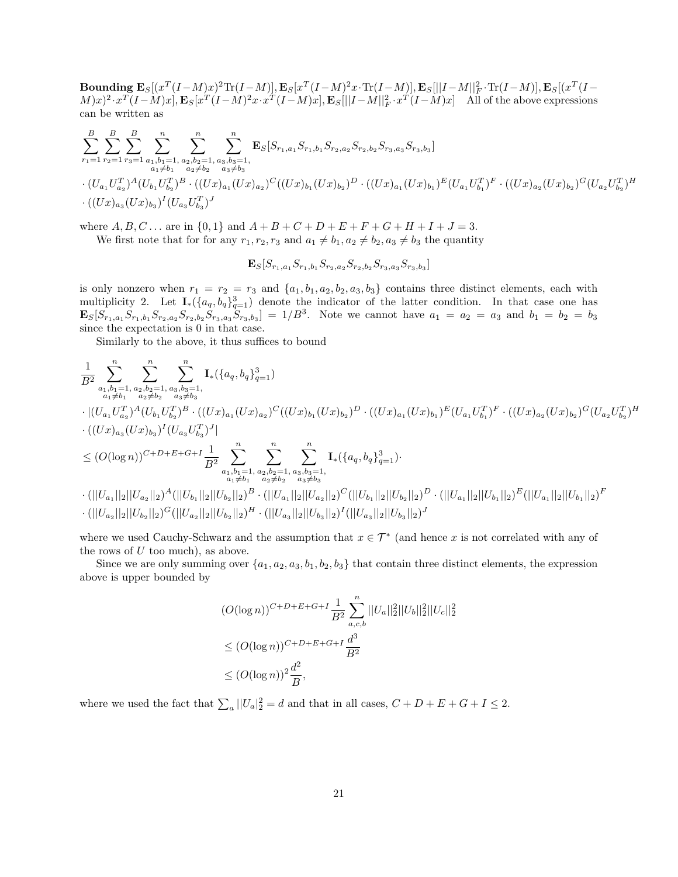**Bounding** $\mathbf{E}_S[(x^T(I-M)x)^2 \text{Tr}(I-M)], \mathbf{E}_S[x^T(I-M)^2x \cdot \text{Tr}(I-M)], \mathbf{E}_S[||I-M||_F^2 \cdot \text{Tr}(I-M)], \mathbf{E}_S[(x^T(I-M)x)^2 \cdot x^T(I-M)x], \mathbf{E}_S[x^T(I-M)^2 x \cdot x^T(I-M)x], \mathbf{E}_S[||I-M||_F^2 \cdot x^T(I-M)x]$ All of the above expressions can be written as

$$
\begin{aligned}
&\sum_{r_1=1}^{B}\sum_{r_2=1}^{B}\sum_{r_3=1}^{B}\sum_{\substack{a_1,b_1=1,\\ a_1\neq b_1}}^{n}\sum_{\substack{a_2,b_2=1,\\ a_2\neq b_2}}^{n}\sum_{\substack{a_3,b_3=1,\\ a_3\neq b_3}}^{n} \mathbf{E}_S[S_{r_1,a_1}S_{r_1,b_1}S_{r_2,a_2}S_{r_2,b_2}S_{r_3,a_3}S_{r_3,b_3}] \\
&\cdot (U_{a_1}U_{a_2}^T)^A(U_{b_1}U_{b_2}^T)^B \cdot ((Ux)_{a_1}(Ux)_{a_2})^C((Ux)_{b_1}(Ux)_{b_2})^D \cdot ((Ux)_{a_1}(Ux)_{b_1})^E(U_{a_1}U_{b_1}^T)^F \cdot ((Ux)_{a_2}(Ux)_{b_2})^G(U_{a_2}U_{b_2}^T)^H \\
&\cdot ((Ux)_{a_3}(Ux)_{b_3})^I(U_{a_3}U_{b_3}^T)^J
\end{aligned}
$$

where $A, B, C \ldots$ are in $\{0,1\}$ and $A+B+C+D+E+F+G+H+I+J=3$.

We first note that for for any $r_1, r_2, r_3$ and $a_1 \neq b_1, a_2 \neq b_2, a_3 \neq b_3$ the quantity

$$
\mathbf{E}_S[S_{r_1,a_1}S_{r_1,b_1}S_{r_2,a_2}S_{r_2,b_2}S_{r_3,a_3}S_{r_3,b_3}]
$$

is only nonzero when $r_1 = r_2 = r_3$ and $\{a_1, b_1, a_2, b_2, a_3, b_3\}$ contains three distinct elements, each with multiplicity 2. Let $\mathbf{I}_*(\{a_q, b_q\}_{q=1}^3)$ denote the indicator of the latter condition. In that case one has $\mathbf{E}_S[S_{r_1,a_1}S_{r_1,b_1}S_{r_2,a_2}S_{r_2,b_2}S_{r_3,a_3}S_{r_3,b_3}] = 1/B^3$. Note we cannot have $a_1 = a_2 = a_3$ and $b_1 = b_2 = b_3$ since the expectation is 0 in that case.

Similarly to the above, it thus suffices to bound

$$
\begin{aligned}
&\frac{1}{B^2}\sum_{\substack{a_1,b_1=1,\\ a_1\neq b_1}}^{n}\sum_{\substack{a_2,b_2=1,\\ a_2\neq b_2}}^{n}\sum_{\substack{a_3,b_3=1,\\ a_3\neq b_3}}^{n} \mathbf{I}_*(\{a_q, b_q\}_{q=1}^3) \\
&\cdot |(U_{a_1}U_{a_2}^T)^A(U_{b_1}U_{b_2}^T)^B \cdot ((Ux)_{a_1}(Ux)_{a_2})^C((Ux)_{b_1}(Ux)_{b_2})^D \cdot ((Ux)_{a_1}(Ux)_{b_1})^E(U_{a_1}U_{b_1}^T)^F \cdot ((Ux)_{a_2}(Ux)_{b_2})^G(U_{a_2}U_{b_2}^T)^H \\
&\cdot ((Ux)_{a_3}(Ux)_{b_3})^I(U_{a_3}U_{b_3}^T)^J| \\
&\leq (O(\log n))^{C+D+E+G+I}\frac{1}{B^2}\sum_{\substack{a_1,b_1=1,\\ a_1\neq b_1}}^{n}\sum_{\substack{a_2,b_2=1,\\ a_2\neq b_2}}^{n}\sum_{\substack{a_3,b_3=1,\\ a_3\neq b_3}}^{n} \mathbf{I}_*(\{a_q, b_q\}_{q=1}^3)\cdot \\
&\cdot (||U_{a_1}||_2||U_{a_2}||_2)^A(||U_{b_1}||_2||U_{b_2}||_2)^B \cdot (||U_{a_1}||_2||U_{a_2}||_2)^C(||U_{b_1}||_2||U_{b_2}||_2)^D \cdot (||U_{a_1}||_2||U_{b_1}||_2)^E(||U_{a_1}||_2||U_{b_1}||_2)^F \\
&\cdot (||U_{a_2}||_2||U_{b_2}||_2)^G(||U_{a_2}||_2||U_{b_2}||_2)^H \cdot (||U_{a_3}||_2||U_{b_3}||_2)^I(||U_{a_3}||_2||U_{b_3}||_2)^J
\end{aligned}
$$

where we used Cauchy-Schwarz and the assumption that $x \in \mathcal{T}^*$ (and hence $x$ is not correlated with any of the rows of $U$ too much), as above.

Since we are only summing over $\{a_1, a_2, a_3, b_1, b_2, b_3\}$ that contain three distinct elements, the expression above is upper bounded by

$$
\begin{aligned}
&(O(\log n))^{C+D+E+G+I}\frac{1}{B^2}\sum_{a,c,b}^{n}||U_a||_2^2||U_b||_2^2||U_c||_2^2 \\
&\leq (O(\log n))^{C+D+E+G+I}\frac{d^3}{B^2} \\
&\leq (O(\log n))^2\frac{d^2}{B},
\end{aligned}
$$

where we used the fact that $\sum_a ||U_a|_2^2 = d$ and that in all cases, $C+D+E+G+I \leq 2$.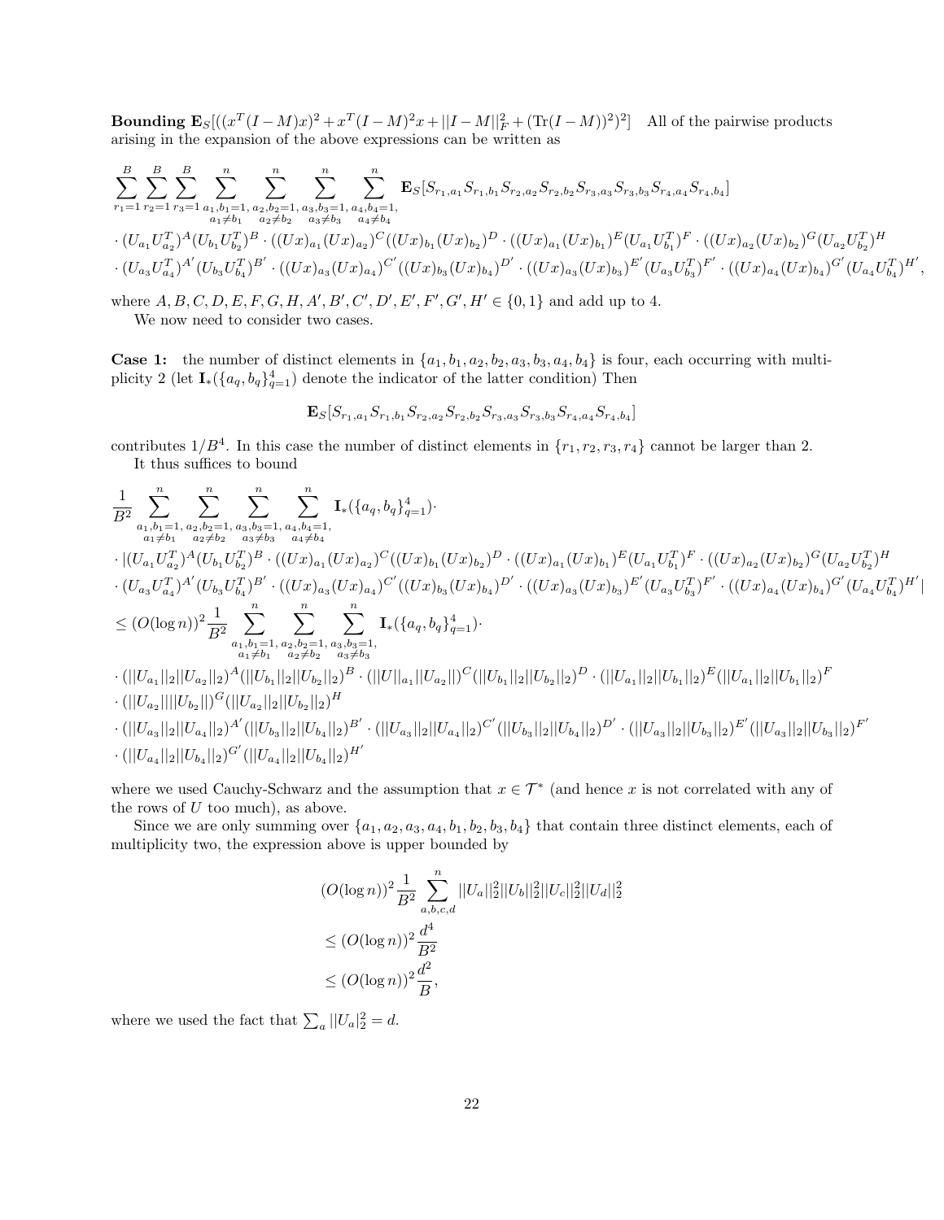**Bounding $\mathbf{E}_S[((x^T(I-M)x)^2 + x^T(I-M)^2x + ||I-M||_F^2 + (\text{Tr}(I-M))^2)^2]$** All of the pairwise products arising in the expansion of the above expressions can be written as

$$
\sum_{r_1=1}^{B}\sum_{r_2=1}^{B}\sum_{r_3=1}^{B}\sum_{\substack{a_1,b_1=1,\\ a_1\neq b_1}}^{n}\sum_{\substack{a_2,b_2=1,\\ a_2\neq b_2}}^{n}\sum_{\substack{a_3,b_3=1,\\ a_3\neq b_3}}^{n}\sum_{\substack{a_4,b_4=1,\\ a_4\neq b_4}}^{n}\mathbf{E}_S[S_{r_1,a_1}S_{r_1,b_1}S_{r_2,a_2}S_{r_2,b_2}S_{r_3,a_3}S_{r_3,b_3}S_{r_4,a_4}S_{r_4,b_4}]
$$
$$
\cdot (U_{a_1}U_{a_2}^T)^A(U_{b_1}U_{b_2}^T)^B \cdot ((Ux)_{a_1}(Ux)_{a_2})^C((Ux)_{b_1}(Ux)_{b_2})^D \cdot ((Ux)_{a_1}(Ux)_{b_1})^E(U_{a_1}U_{b_1}^T)^F \cdot ((Ux)_{a_2}(Ux)_{b_2})^G(U_{a_2}U_{b_2}^T)^H
$$
$$
\cdot (U_{a_3}U_{a_4}^T)^{A'}(U_{b_3}U_{b_4}^T)^{B'} \cdot ((Ux)_{a_3}(Ux)_{a_4})^{C'}((Ux)_{b_3}(Ux)_{b_4})^{D'} \cdot ((Ux)_{a_3}(Ux)_{b_3})^{E'}(U_{a_3}U_{b_3}^T)^{F'} \cdot ((Ux)_{a_4}(Ux)_{b_4})^{G'}(U_{a_4}U_{b_4}^T)^{H'},
$$

where $A, B, C, D, E, F, G, H, A', B', C', D', E', F', G', H' \in \{0,1\}$ and add up to 4.

We now need to consider two cases.

**Case 1:** the number of distinct elements in $\{a_1, b_1, a_2, b_2, a_3, b_3, a_4, b_4\}$ is four, each occurring with multiplicity 2 (let $\mathbf{I}_*(\{a_q, b_q\}_{q=1}^4)$ denote the indicator of the latter condition) Then

$$
\mathbf{E}_S[S_{r_1,a_1}S_{r_1,b_1}S_{r_2,a_2}S_{r_2,b_2}S_{r_3,a_3}S_{r_3,b_3}S_{r_4,a_4}S_{r_4,b_4}]
$$

contributes $1/B^4$. In this case the number of distinct elements in $\{r_1, r_2, r_3, r_4\}$ cannot be larger than 2.

It thus suffices to bound

$$
\frac{1}{B^2}\sum_{\substack{a_1,b_1=1,\\ a_1\neq b_1}}^{n}\sum_{\substack{a_2,b_2=1,\\ a_2\neq b_2}}^{n}\sum_{\substack{a_3,b_3=1,\\ a_3\neq b_3}}^{n}\sum_{\substack{a_4,b_4=1,\\ a_4\neq b_4}}^{n}\mathbf{I}_*(\{a_q, b_q\}_{q=1}^4)\cdot
$$
$$
\cdot |(U_{a_1}U_{a_2}^T)^A(U_{b_1}U_{b_2}^T)^B \cdot ((Ux)_{a_1}(Ux)_{a_2})^C((Ux)_{b_1}(Ux)_{b_2})^D \cdot ((Ux)_{a_1}(Ux)_{b_1})^E(U_{a_1}U_{b_1}^T)^F \cdot ((Ux)_{a_2}(Ux)_{b_2})^G(U_{a_2}U_{b_2}^T)^H
$$
$$
\cdot (U_{a_3}U_{a_4}^T)^{A'}(U_{b_3}U_{b_4}^T)^{B'} \cdot ((Ux)_{a_3}(Ux)_{a_4})^{C'}((Ux)_{b_3}(Ux)_{b_4})^{D'} \cdot ((Ux)_{a_3}(Ux)_{b_3})^{E'}(U_{a_3}U_{b_3}^T)^{F'} \cdot ((Ux)_{a_4}(Ux)_{b_4})^{G'}(U_{a_4}U_{b_4}^T)^{H'}|
$$
$$
\leq (O(\log n))^2\frac{1}{B^2}\sum_{\substack{a_1,b_1=1,\\ a_1\neq b_1}}^{n}\sum_{\substack{a_2,b_2=1,\\ a_2\neq b_2}}^{n}\sum_{\substack{a_3,b_3=1,\\ a_3\neq b_3}}^{n}\mathbf{I}_*(\{a_q, b_q\}_{q=1}^4)\cdot
$$
$$
\cdot (||U_{a_1}||_2||U_{a_2}||_2)^A(||U_{b_1}||_2||U_{b_2}||_2)^B \cdot (||U||_{a_1}||U_{a_2}||)^C(||U_{b_1}||_2||U_{b_2}||_2)^D \cdot (||U_{a_1}||_2||U_{b_1}||_2)^E(||U_{a_1}||_2||U_{b_1}||_2)^F
$$
$$
\cdot (||U_{a_2}||||U_{b_2}||)^G(||U_{a_2}||_2||U_{b_2}||_2)^H
$$
$$
\cdot (||U_{a_3}||_2||U_{a_4}||_2)^{A'}(||U_{b_3}||_2||U_{b_4}||_2)^{B'} \cdot (||U_{a_3}||_2||U_{a_4}||_2)^{C'}(||U_{b_3}||_2||U_{b_4}||_2)^{D'} \cdot (||U_{a_3}||_2||U_{b_3}||_2)^{E'}(||U_{a_3}||_2||U_{b_3}||_2)^{F'}
$$
$$
\cdot (||U_{a_4}||_2||U_{b_4}||_2)^{G'}(||U_{a_4}||_2||U_{b_4}||_2)^{H'}
$$

where we used Cauchy-Schwarz and the assumption that $x \in \mathcal{T}^*$ (and hence $x$ is not correlated with any of the rows of $U$ too much), as above.

Since we are only summing over $\{a_1, a_2, a_3, a_4, b_1, b_2, b_3, b_4\}$ that contain three distinct elements, each of multiplicity two, the expression above is upper bounded by

$$
\begin{aligned}
&(O(\log n))^2\frac{1}{B^2}\sum_{a,b,c,d}^{n}||U_a||_2^2||U_b||_2^2||U_c||_2^2||U_d||_2^2 \\
&\leq (O(\log n))^2\frac{d^4}{B^2} \\
&\leq (O(\log n))^2\frac{d^2}{B},
\end{aligned}
$$

where we used the fact that $\sum_a ||U_a|_2^2 = d$.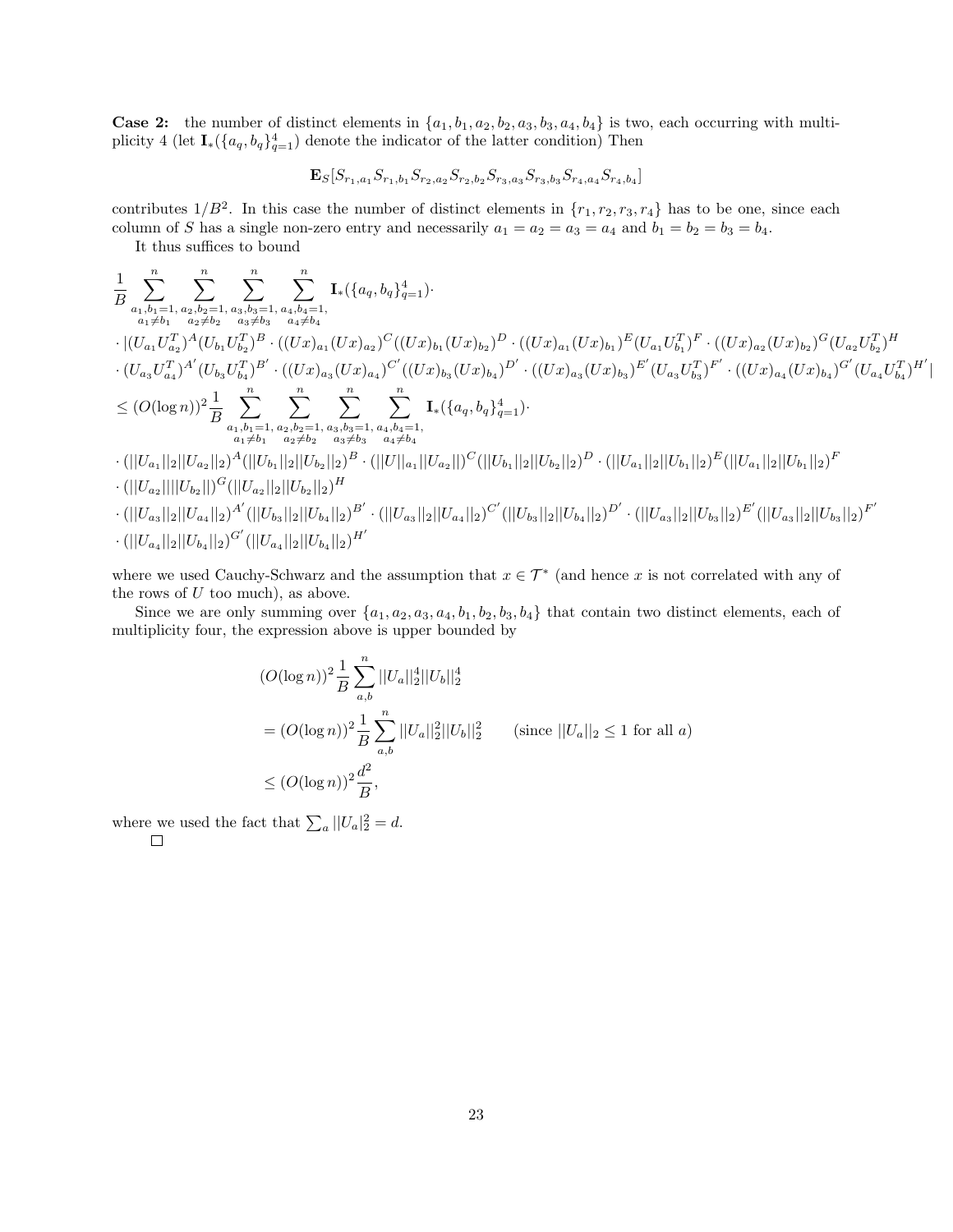**Case 2:** the number of distinct elements in $\{a_1, b_1, a_2, b_2, a_3, b_3, a_4, b_4\}$ is two, each occurring with multiplicity 4 (let $\mathbf{I}_*(\{a_q, b_q\}_{q=1}^4)$ denote the indicator of the latter condition) Then

$$\mathbf{E}_S[S_{r_1,a_1}S_{r_1,b_1}S_{r_2,a_2}S_{r_2,b_2}S_{r_3,a_3}S_{r_3,b_3}S_{r_4,a_4}S_{r_4,b_4}]$$

contributes $1/B^2$. In this case the number of distinct elements in $\{r_1, r_2, r_3, r_4\}$ has to be one, since each column of $S$ has a single non-zero entry and necessarily $a_1 = a_2 = a_3 = a_4$ and $b_1 = b_2 = b_3 = b_4$.

It thus suffices to bound

$$
\begin{aligned}
&\frac{1}{B}\sum_{\substack{a_1,b_1=1,\\a_1\neq b_1}}^{n}\sum_{\substack{a_2,b_2=1,\\a_2\neq b_2}}^{n}\sum_{\substack{a_3,b_3=1,\\a_3\neq b_3}}^{n}\sum_{\substack{a_4,b_4=1,\\a_4\neq b_4}}^{n}\mathbf{I}_*(\{a_q,b_q\}_{q=1}^4)\cdot\\
&\cdot|(U_{a_1}U_{a_2}^T)^A(U_{b_1}U_{b_2}^T)^B\cdot((Ux)_{a_1}(Ux)_{a_2})^C((Ux)_{b_1}(Ux)_{b_2})^D\cdot((Ux)_{a_1}(Ux)_{b_1})^E(U_{a_1}U_{b_1}^T)^F\cdot((Ux)_{a_2}(Ux)_{b_2})^G(U_{a_2}U_{b_2}^T)^H\\
&\cdot(U_{a_3}U_{a_4}^T)^{A'}(U_{b_3}U_{b_4}^T)^{B'}\cdot((Ux)_{a_3}(Ux)_{a_4})^{C'}((Ux)_{b_3}(Ux)_{b_4})^{D'}\cdot((Ux)_{a_3}(Ux)_{b_3})^{E'}(U_{a_3}U_{b_3}^T)^{F'}\cdot((Ux)_{a_4}(Ux)_{b_4})^{G'}(U_{a_4}U_{b_4}^T)^{H'}|\\
&\le(O(\log n))^2\frac{1}{B}\sum_{\substack{a_1,b_1=1,\\a_1\neq b_1}}^{n}\sum_{\substack{a_2,b_2=1,\\a_2\neq b_2}}^{n}\sum_{\substack{a_3,b_3=1,\\a_3\neq b_3}}^{n}\sum_{\substack{a_4,b_4=1,\\a_4\neq b_4}}^{n}\mathbf{I}_*(\{a_q,b_q\}_{q=1}^4)\cdot\\
&\cdot(||U_{a_1}||_2||U_{a_2}||_2)^A(||U_{b_1}||_2||U_{b_2}||_2)^B\cdot(||U||_{a_1}||U_{a_2}||)^C(||U_{b_1}||_2||U_{b_2}||_2)^D\cdot(||U_{a_1}||_2||U_{b_1}||_2)^E(||U_{a_1}||_2||U_{b_1}||_2)^F\\
&\cdot(||U_{a_2}||||U_{b_2}||)^G(||U_{a_2}||_2||U_{b_2}||_2)^H\\
&\cdot(||U_{a_3}||_2||U_{a_4}||_2)^{A'}(||U_{b_3}||_2||U_{b_4}||_2)^{B'}\cdot(||U_{a_3}||_2||U_{a_4}||_2)^{C'}(||U_{b_3}||_2||U_{b_4}||_2)^{D'}\cdot(||U_{a_3}||_2||U_{b_3}||_2)^{E'}(||U_{a_3}||_2||U_{b_3}||_2)^{F'}\\
&\cdot(||U_{a_4}||_2||U_{b_4}||_2)^{G'}(||U_{a_4}||_2||U_{b_4}||_2)^{H'}
\end{aligned}
$$

where we used Cauchy-Schwarz and the assumption that $x \in \mathcal{T}^*$ (and hence $x$ is not correlated with any of the rows of $U$ too much), as above.

Since we are only summing over $\{a_1, a_2, a_3, a_4, b_1, b_2, b_3, b_4\}$ that contain two distinct elements, each of multiplicity four, the expression above is upper bounded by

$$
\begin{aligned}
&(O(\log n))^2\frac{1}{B}\sum_{a,b}^{n}||U_a||_2^4||U_b||_2^4\\
&=(O(\log n))^2\frac{1}{B}\sum_{a,b}^{n}||U_a||_2^2||U_b||_2^2\qquad\text{(since } ||U_a||_2\le 1 \text{ for all } a\text{)}\\
&\le(O(\log n))^2\frac{d^2}{B},
\end{aligned}
$$

where we used the fact that $\sum_a ||U_a|_2^2 = d$.

□